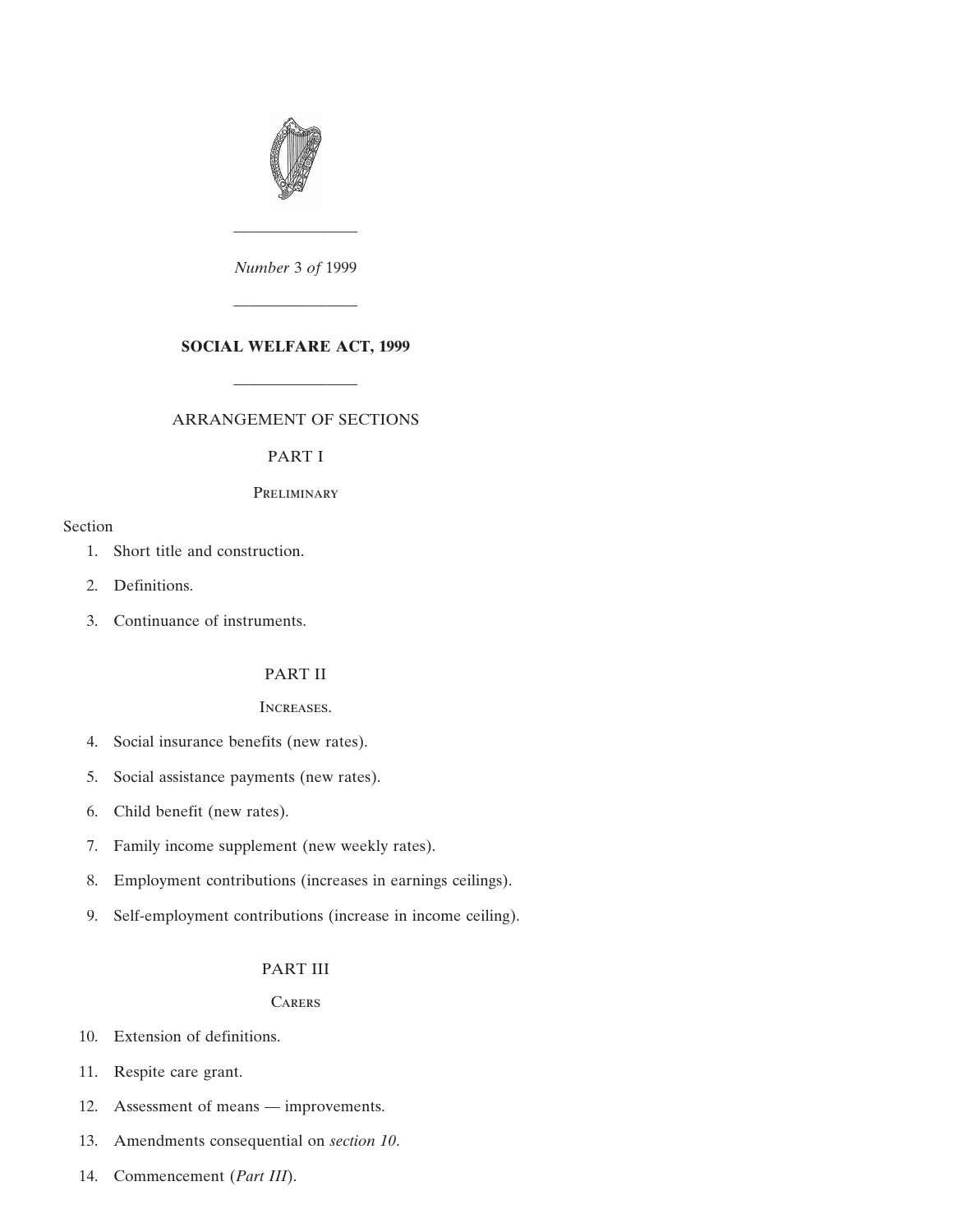*Number* 3 *of* 1999

---

# SOCIAL WELFARE ACT, 1999

---

ARRANGEMENT OF SECTIONS

PART I

Preliminary

Section

1. Short title and construction.
2. Definitions.
3. Continuance of instruments.

PART II

Increases.

4. Social insurance benefits (new rates).
5. Social assistance payments (new rates).
6. Child benefit (new rates).
7. Family income supplement (new weekly rates).
8. Employment contributions (increases in earnings ceilings).
9. Self-employment contributions (increase in income ceiling).

PART III

Carers

10. Extension of definitions.
11. Respite care grant.
12. Assessment of means — improvements.
13. Amendments consequential on *section 10*.
14. Commencement (*Part III*).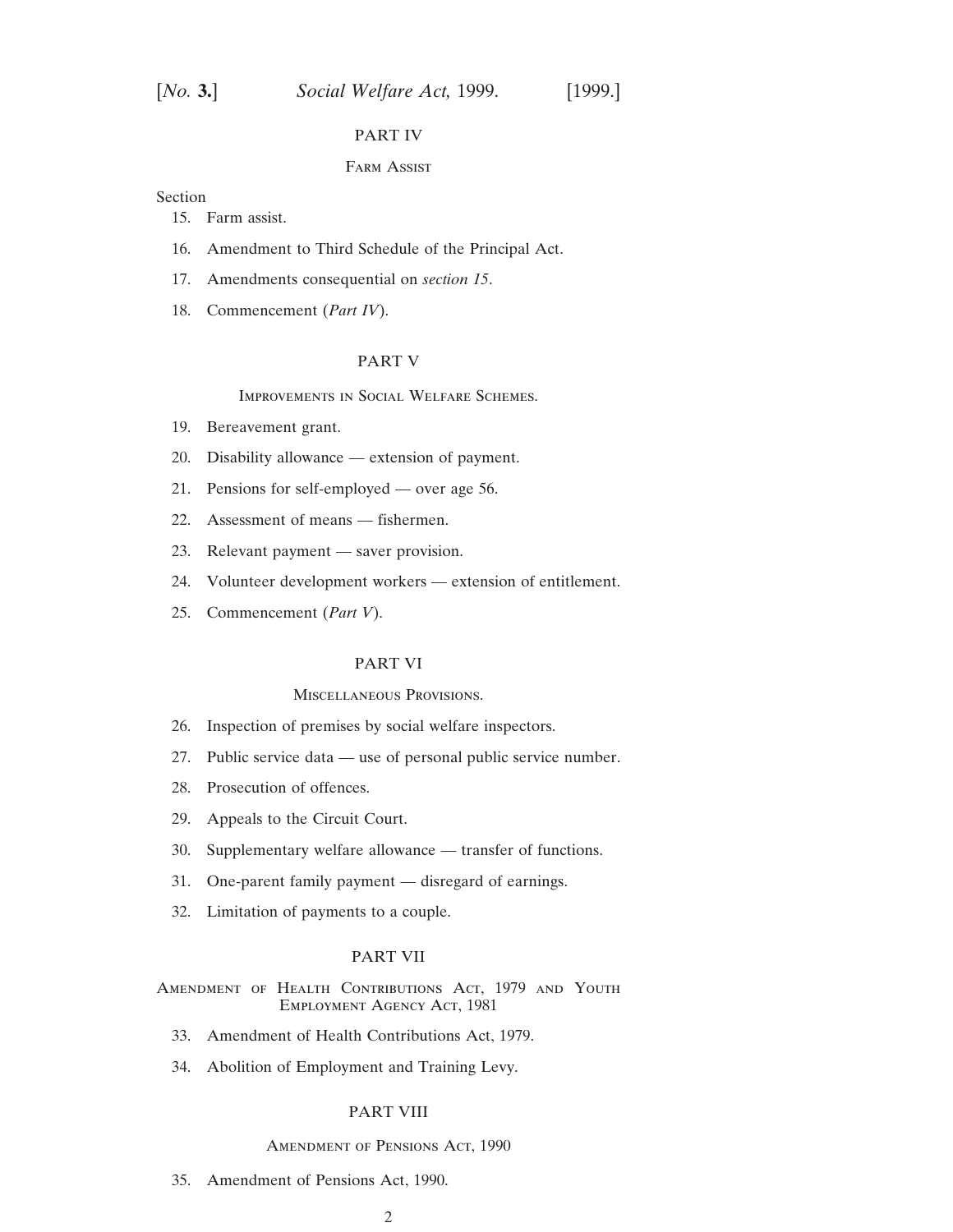## PART IV

### Farm Assist

Section

15. Farm assist.
16. Amendment to Third Schedule of the Principal Act.
17. Amendments consequential on *section 15*.
18. Commencement (*Part IV*).

## PART V

### Improvements in Social Welfare Schemes.

19. Bereavement grant.
20. Disability allowance — extension of payment.
21. Pensions for self-employed — over age 56.
22. Assessment of means — fishermen.
23. Relevant payment — saver provision.
24. Volunteer development workers — extension of entitlement.
25. Commencement (*Part V*).

## PART VI

### Miscellaneous Provisions.

26. Inspection of premises by social welfare inspectors.
27. Public service data — use of personal public service number.
28. Prosecution of offences.
29. Appeals to the Circuit Court.
30. Supplementary welfare allowance — transfer of functions.
31. One-parent family payment — disregard of earnings.
32. Limitation of payments to a couple.

## PART VII

### Amendment of Health Contributions Act, 1979 and Youth Employment Agency Act, 1981

33. Amendment of Health Contributions Act, 1979.
34. Abolition of Employment and Training Levy.

## PART VIII

### Amendment of Pensions Act, 1990

35. Amendment of Pensions Act, 1990.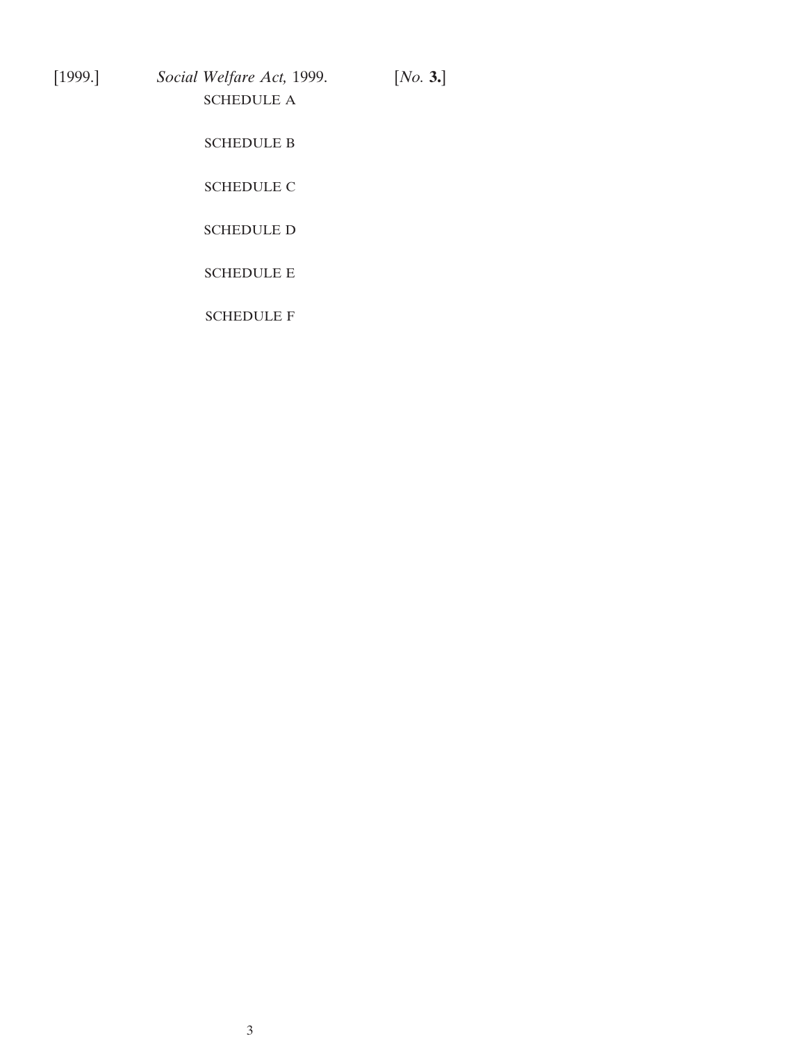SCHEDULE A

SCHEDULE B

SCHEDULE C

SCHEDULE D

SCHEDULE E

SCHEDULE F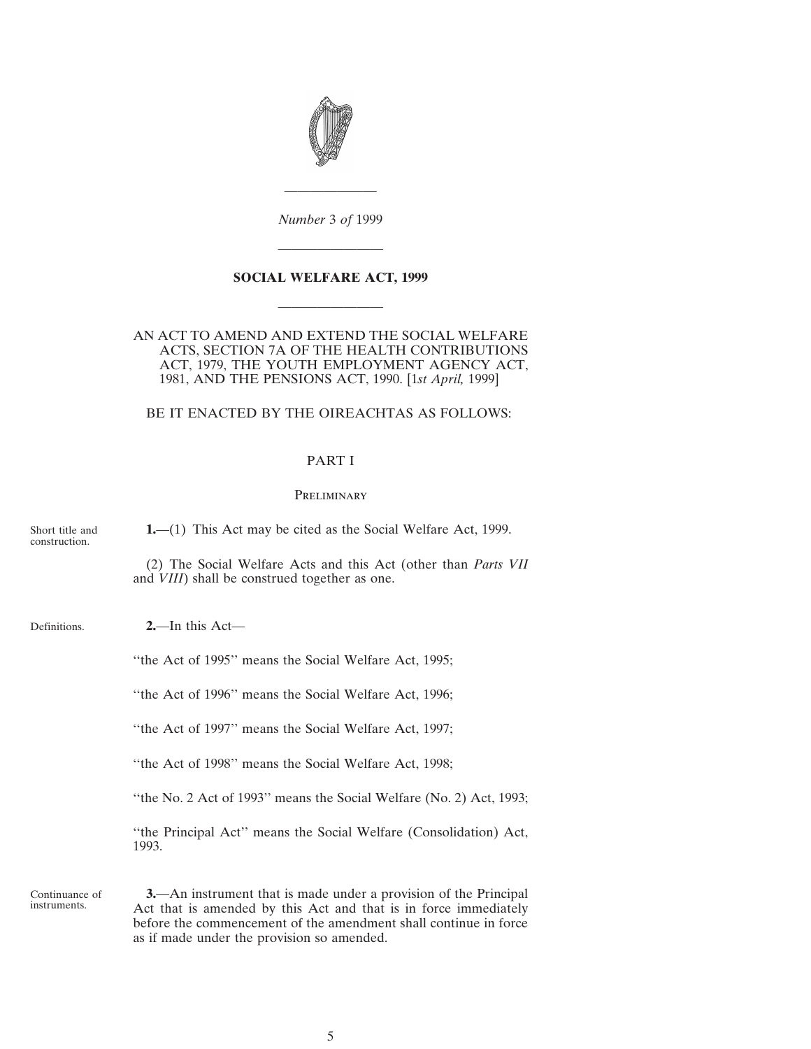*Number* 3 *of* 1999

---

# SOCIAL WELFARE ACT, 1999

---

AN ACT TO AMEND AND EXTEND THE SOCIAL WELFARE ACTS, SECTION 7A OF THE HEALTH CONTRIBUTIONS ACT, 1979, THE YOUTH EMPLOYMENT AGENCY ACT, 1981, AND THE PENSIONS ACT, 1990. [1*st April,* 1999]

BE IT ENACTED BY THE OIREACHTAS AS FOLLOWS:

## PART I

### Preliminary

Short title and construction.

**1.**—(1) This Act may be cited as the Social Welfare Act, 1999.

(2) The Social Welfare Acts and this Act (other than *Parts VII* and *VIII*) shall be construed together as one.

Definitions.

**2.**—In this Act—

"the Act of 1995" means the Social Welfare Act, 1995;

"the Act of 1996" means the Social Welfare Act, 1996;

"the Act of 1997" means the Social Welfare Act, 1997;

"the Act of 1998" means the Social Welfare Act, 1998;

"the No. 2 Act of 1993" means the Social Welfare (No. 2) Act, 1993;

"the Principal Act" means the Social Welfare (Consolidation) Act, 1993.

Continuance of instruments.

**3.**—An instrument that is made under a provision of the Principal Act that is amended by this Act and that is in force immediately before the commencement of the amendment shall continue in force as if made under the provision so amended.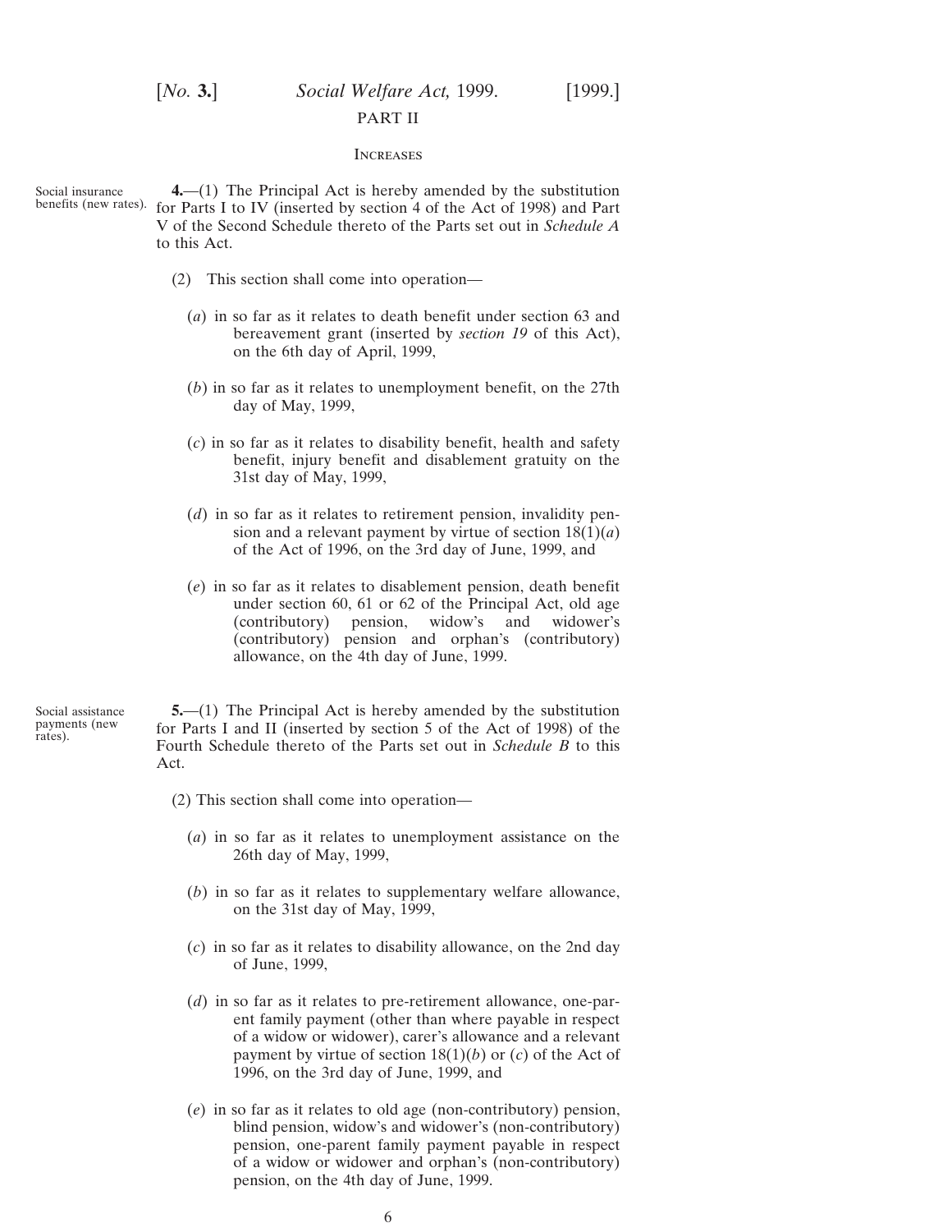## PART II

### Increases

Social insurance benefits (new rates).

**4.**—(1) The Principal Act is hereby amended by the substitution for Parts I to IV (inserted by section 4 of the Act of 1998) and Part V of the Second Schedule thereto of the Parts set out in *Schedule A* to this Act.

(2) This section shall come into operation—

(*a*) in so far as it relates to death benefit under section 63 and bereavement grant (inserted by *section 19* of this Act), on the 6th day of April, 1999,

(*b*) in so far as it relates to unemployment benefit, on the 27th day of May, 1999,

(*c*) in so far as it relates to disability benefit, health and safety benefit, injury benefit and disablement gratuity on the 31st day of May, 1999,

(*d*) in so far as it relates to retirement pension, invalidity pension and a relevant payment by virtue of section 18(1)(*a*) of the Act of 1996, on the 3rd day of June, 1999, and

(*e*) in so far as it relates to disablement pension, death benefit under section 60, 61 or 62 of the Principal Act, old age (contributory) pension, widow's and widower's (contributory) pension and orphan's (contributory) allowance, on the 4th day of June, 1999.

Social assistance payments (new rates).

**5.**—(1) The Principal Act is hereby amended by the substitution for Parts I and II (inserted by section 5 of the Act of 1998) of the Fourth Schedule thereto of the Parts set out in *Schedule B* to this Act.

(2) This section shall come into operation—

(*a*) in so far as it relates to unemployment assistance on the 26th day of May, 1999,

(*b*) in so far as it relates to supplementary welfare allowance, on the 31st day of May, 1999,

(*c*) in so far as it relates to disability allowance, on the 2nd day of June, 1999,

(*d*) in so far as it relates to pre-retirement allowance, one-parent family payment (other than where payable in respect of a widow or widower), carer's allowance and a relevant payment by virtue of section 18(1)(*b*) or (*c*) of the Act of 1996, on the 3rd day of June, 1999, and

(*e*) in so far as it relates to old age (non-contributory) pension, blind pension, widow's and widower's (non-contributory) pension, one-parent family payment payable in respect of a widow or widower and orphan's (non-contributory) pension, on the 4th day of June, 1999.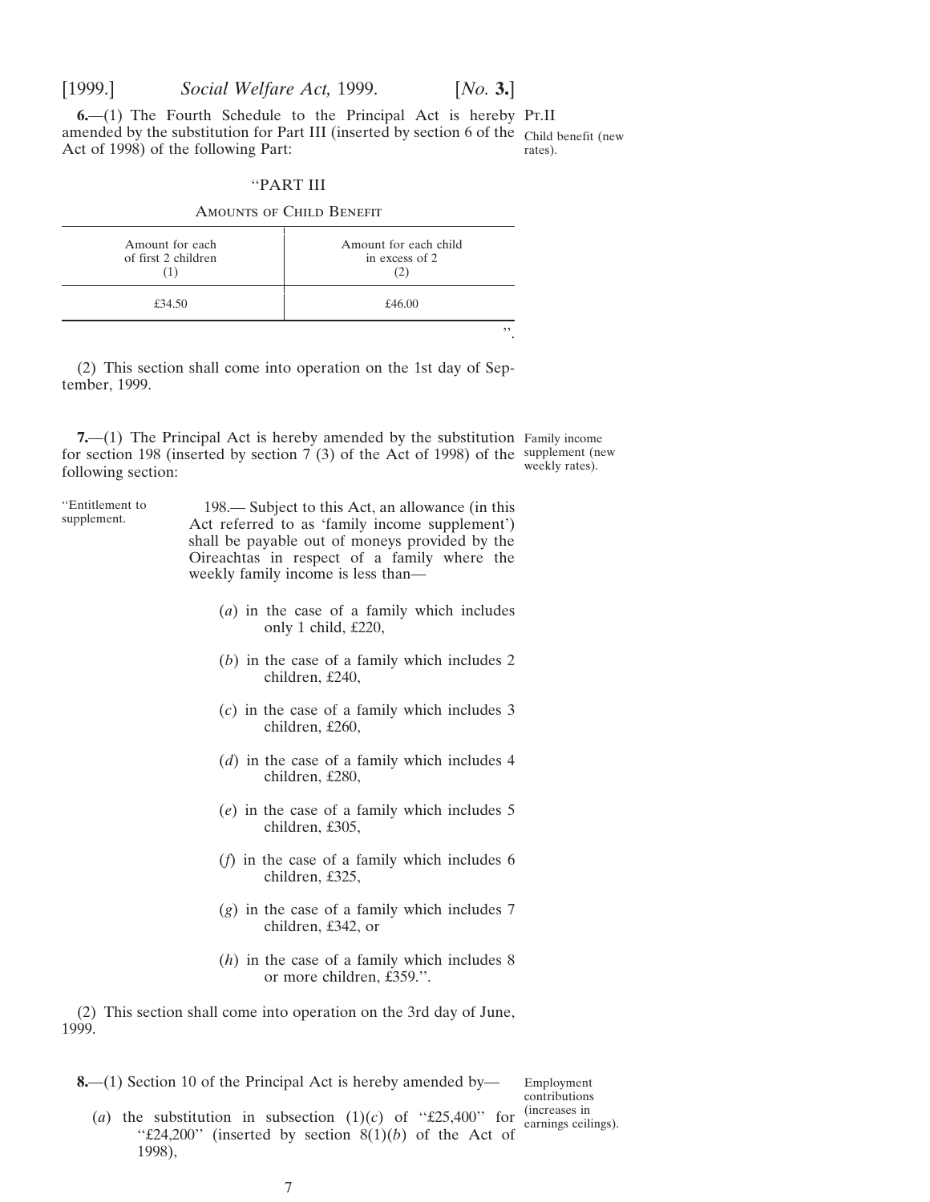**6.**—(1) The Fourth Schedule to the Principal Act is hereby amended by the substitution for Part III (inserted by section 6 of the Act of 1998) of the following Part:

Pt.II

Child benefit (new rates).

"PART III

Amounts of Child Benefit

| Amount for each of first 2 children (1) | Amount for each child in excess of 2 (2) |
|---|---|
| £34.50 | £46.00 |

".

(2) This section shall come into operation on the 1st day of September, 1999.

**7.**—(1) The Principal Act is hereby amended by the substitution for section 198 (inserted by section 7 (3) of the Act of 1998) of the following section:

Family income supplement (new weekly rates).

"Entitlement to supplement.

198.— Subject to this Act, an allowance (in this Act referred to as 'family income supplement') shall be payable out of moneys provided by the Oireachtas in respect of a family where the weekly family income is less than—

(*a*) in the case of a family which includes only 1 child, £220,

(*b*) in the case of a family which includes 2 children, £240,

(*c*) in the case of a family which includes 3 children, £260,

(*d*) in the case of a family which includes 4 children, £280,

(*e*) in the case of a family which includes 5 children, £305,

(*f*) in the case of a family which includes 6 children, £325,

(*g*) in the case of a family which includes 7 children, £342, or

(*h*) in the case of a family which includes 8 or more children, £359.".

(2) This section shall come into operation on the 3rd day of June, 1999.

**8.**—(1) Section 10 of the Principal Act is hereby amended by—

Employment contributions (increases in earnings ceilings).

(*a*) the substitution in subsection (1)(*c*) of "£25,400" for "£24,200" (inserted by section 8(1)(*b*) of the Act of 1998),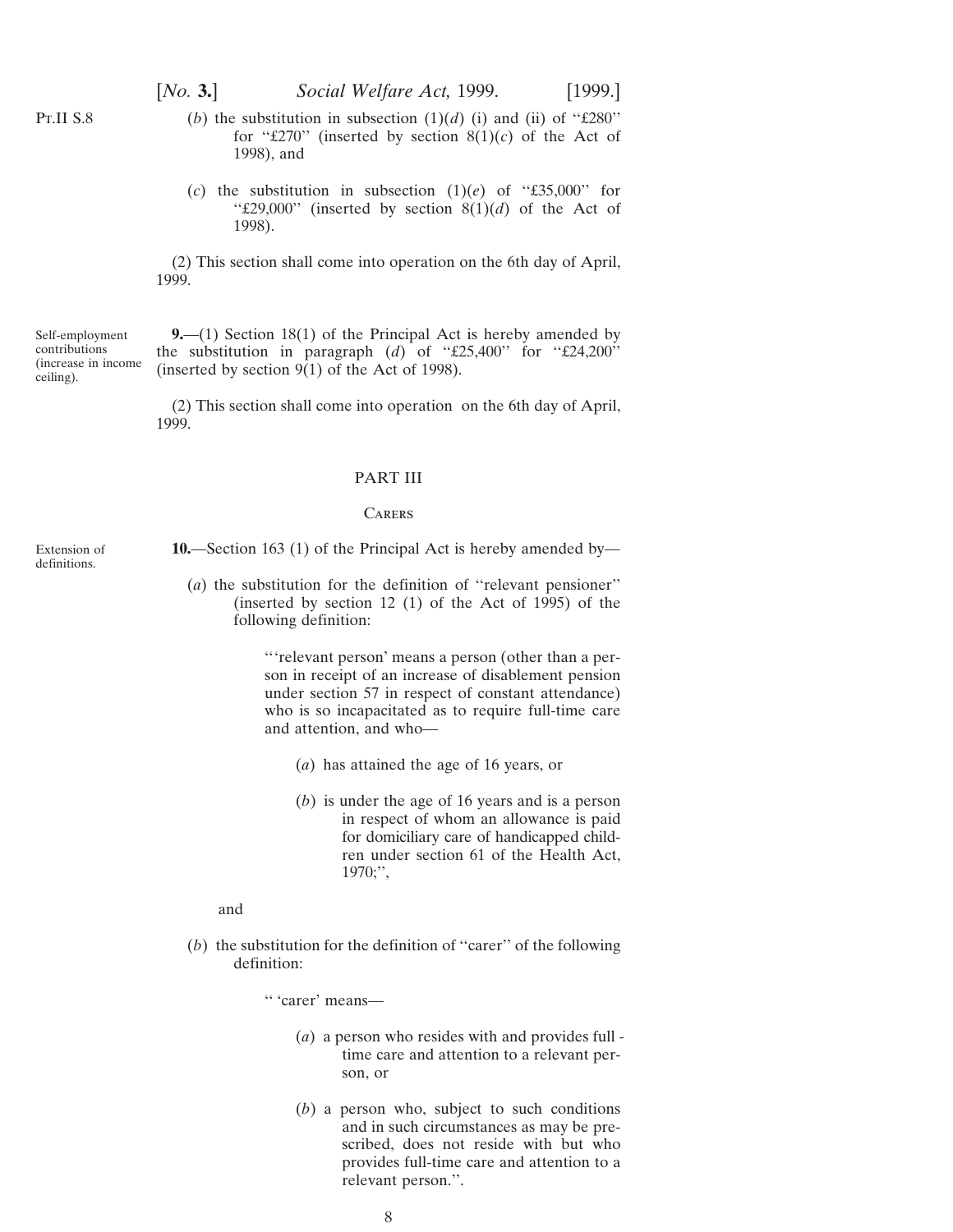(*b*) the substitution in subsection (1)(*d*) (i) and (ii) of ''£280'' for ''£270'' (inserted by section 8(1)(*c*) of the Act of 1998), and

(*c*) the substitution in subsection (1)(*e*) of ''£35,000'' for ''£29,000'' (inserted by section 8(1)(*d*) of the Act of 1998).

(2) This section shall come into operation on the 6th day of April, 1999.

Self-employment contributions (increase in income ceiling).

**9.**—(1) Section 18(1) of the Principal Act is hereby amended by the substitution in paragraph (*d*) of ''£25,400'' for ''£24,200'' (inserted by section 9(1) of the Act of 1998).

(2) This section shall come into operation on the 6th day of April, 1999.

## PART III

### Carers

Extension of definitions.

**10.**—Section 163 (1) of the Principal Act is hereby amended by—

(*a*) the substitution for the definition of ''relevant pensioner'' (inserted by section 12 (1) of the Act of 1995) of the following definition:

> '''relevant person' means a person (other than a person in receipt of an increase of disablement pension under section 57 in respect of constant attendance) who is so incapacitated as to require full-time care and attention, and who—
>
> (*a*) has attained the age of 16 years, or
>
> (*b*) is under the age of 16 years and is a person in respect of whom an allowance is paid for domiciliary care of handicapped children under section 61 of the Health Act, 1970;'',

and

(*b*) the substitution for the definition of ''carer'' of the following definition:

> '' 'carer' means—
>
> (*a*) a person who resides with and provides full-time care and attention to a relevant person, or
>
> (*b*) a person who, subject to such conditions and in such circumstances as may be prescribed, does not reside with but who provides full-time care and attention to a relevant person.''.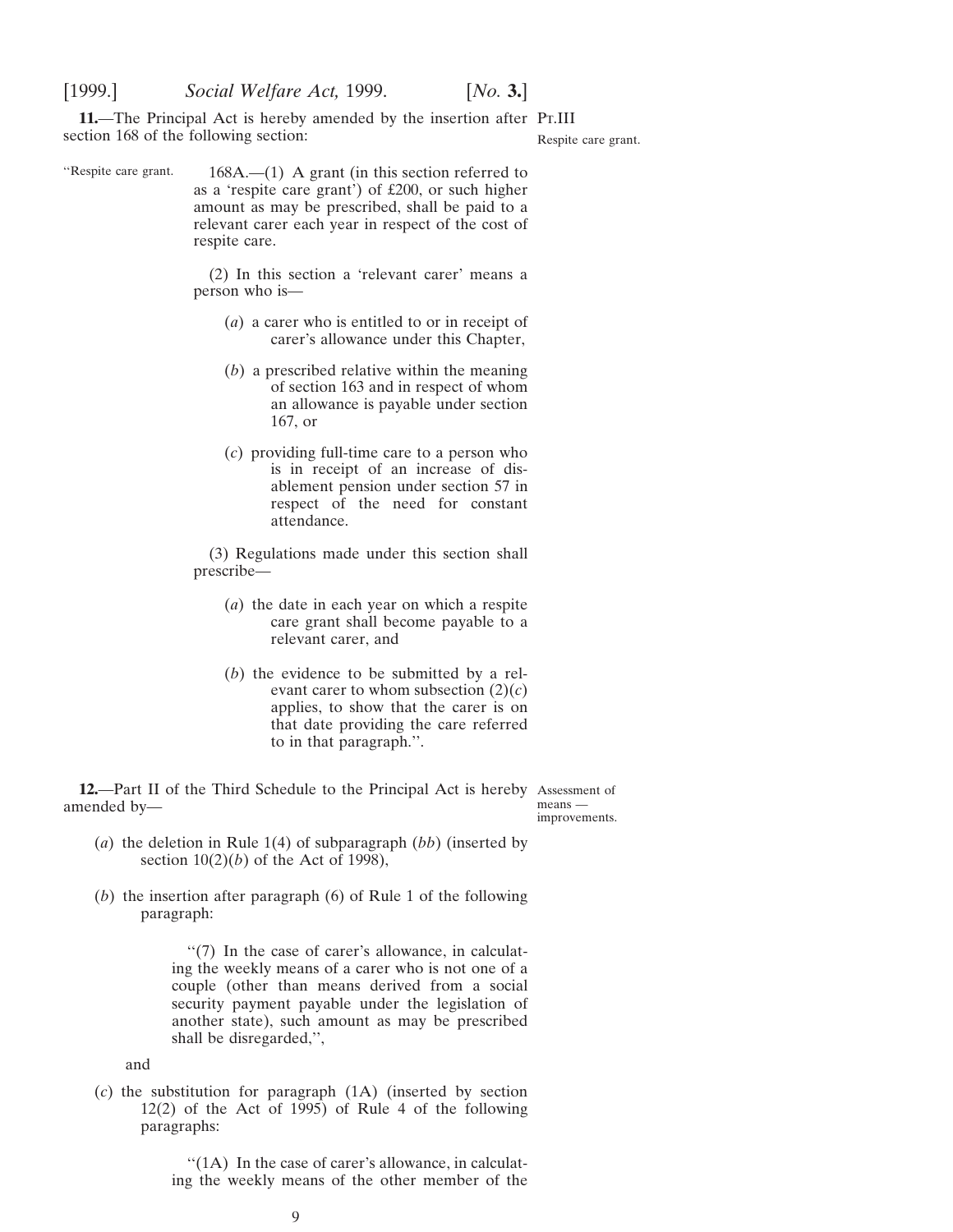**11.**—The Principal Act is hereby amended by the insertion after section 168 of the following section:

Pt.III

Respite care grant.

"Respite care grant.

168A.—(1) A grant (in this section referred to as a 'respite care grant') of £200, or such higher amount as may be prescribed, shall be paid to a relevant carer each year in respect of the cost of respite care.

(2) In this section a 'relevant carer' means a person who is—

(*a*) a carer who is entitled to or in receipt of carer's allowance under this Chapter,

(*b*) a prescribed relative within the meaning of section 163 and in respect of whom an allowance is payable under section 167, or

(*c*) providing full-time care to a person who is in receipt of an increase of disablement pension under section 57 in respect of the need for constant attendance.

(3) Regulations made under this section shall prescribe—

(*a*) the date in each year on which a respite care grant shall become payable to a relevant carer, and

(*b*) the evidence to be submitted by a relevant carer to whom subsection (2)(*c*) applies, to show that the carer is on that date providing the care referred to in that paragraph.".

**12.**—Part II of the Third Schedule to the Principal Act is hereby amended by—

Assessment of means — improvements.

(*a*) the deletion in Rule 1(4) of subparagraph (*bb*) (inserted by section 10(2)(*b*) of the Act of 1998),

(*b*) the insertion after paragraph (6) of Rule 1 of the following paragraph:

"(7) In the case of carer's allowance, in calculating the weekly means of a carer who is not one of a couple (other than means derived from a social security payment payable under the legislation of another state), such amount as may be prescribed shall be disregarded,",

and

(*c*) the substitution for paragraph (1A) (inserted by section 12(2) of the Act of 1995) of Rule 4 of the following paragraphs:

"(1A) In the case of carer's allowance, in calculating the weekly means of the other member of the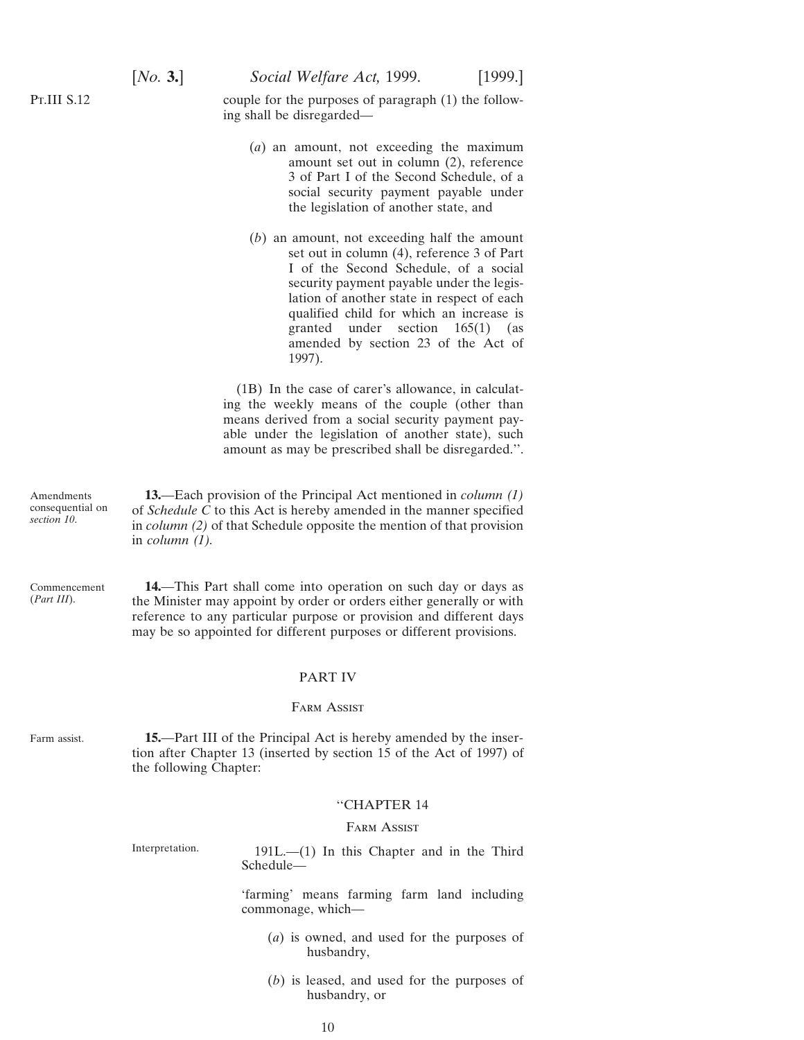couple for the purposes of paragraph (1) the following shall be disregarded—

(*a*) an amount, not exceeding the maximum amount set out in column (2), reference 3 of Part I of the Second Schedule, of a social security payment payable under the legislation of another state, and

(*b*) an amount, not exceeding half the amount set out in column (4), reference 3 of Part I of the Second Schedule, of a social security payment payable under the legislation of another state in respect of each qualified child for which an increase is granted under section 165(1) (as amended by section 23 of the Act of 1997).

(1B) In the case of carer's allowance, in calculating the weekly means of the couple (other than means derived from a social security payment payable under the legislation of another state), such amount as may be prescribed shall be disregarded.''.

Amendments consequential on *section 10*.

**13.**—Each provision of the Principal Act mentioned in *column (1)* of *Schedule C* to this Act is hereby amended in the manner specified in *column (2)* of that Schedule opposite the mention of that provision in *column (1)*.

Commencement (*Part III*).

**14.**—This Part shall come into operation on such day or days as the Minister may appoint by order or orders either generally or with reference to any particular purpose or provision and different days may be so appointed for different purposes or different provisions.

## PART IV

### Farm Assist

Farm assist.

**15.**—Part III of the Principal Act is hereby amended by the insertion after Chapter 13 (inserted by section 15 of the Act of 1997) of the following Chapter:

### ''CHAPTER 14

### Farm Assist

Interpretation.

191L.—(1) In this Chapter and in the Third Schedule—

'farming' means farming farm land including commonage, which—

(*a*) is owned, and used for the purposes of husbandry,

(*b*) is leased, and used for the purposes of husbandry, or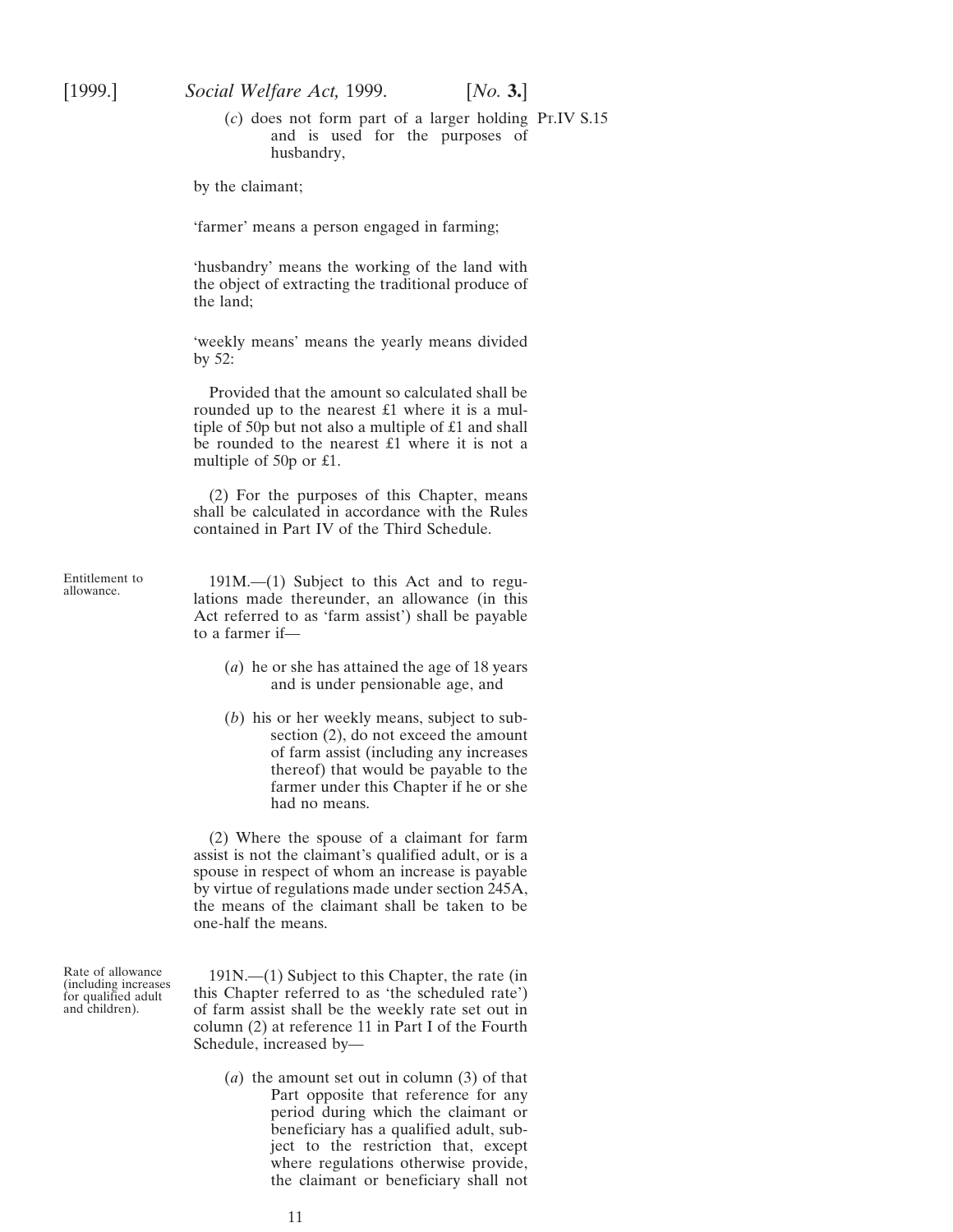(*c*) does not form part of a larger holding and is used for the purposes of husbandry,

by the claimant;

'farmer' means a person engaged in farming;

'husbandry' means the working of the land with the object of extracting the traditional produce of the land;

'weekly means' means the yearly means divided by 52:

Provided that the amount so calculated shall be rounded up to the nearest £1 where it is a multiple of 50p but not also a multiple of £1 and shall be rounded to the nearest £1 where it is not a multiple of 50p or £1.

(2) For the purposes of this Chapter, means shall be calculated in accordance with the Rules contained in Part IV of the Third Schedule.

Entitlement to allowance.

191M.—(1) Subject to this Act and to regulations made thereunder, an allowance (in this Act referred to as 'farm assist') shall be payable to a farmer if—

(*a*) he or she has attained the age of 18 years and is under pensionable age, and

(*b*) his or her weekly means, subject to subsection (2), do not exceed the amount of farm assist (including any increases thereof) that would be payable to the farmer under this Chapter if he or she had no means.

(2) Where the spouse of a claimant for farm assist is not the claimant's qualified adult, or is a spouse in respect of whom an increase is payable by virtue of regulations made under section 245A, the means of the claimant shall be taken to be one-half the means.

Rate of allowance (including increases for qualified adult and children).

191N.—(1) Subject to this Chapter, the rate (in this Chapter referred to as 'the scheduled rate') of farm assist shall be the weekly rate set out in column (2) at reference 11 in Part I of the Fourth Schedule, increased by—

(*a*) the amount set out in column (3) of that Part opposite that reference for any period during which the claimant or beneficiary has a qualified adult, subject to the restriction that, except where regulations otherwise provide, the claimant or beneficiary shall not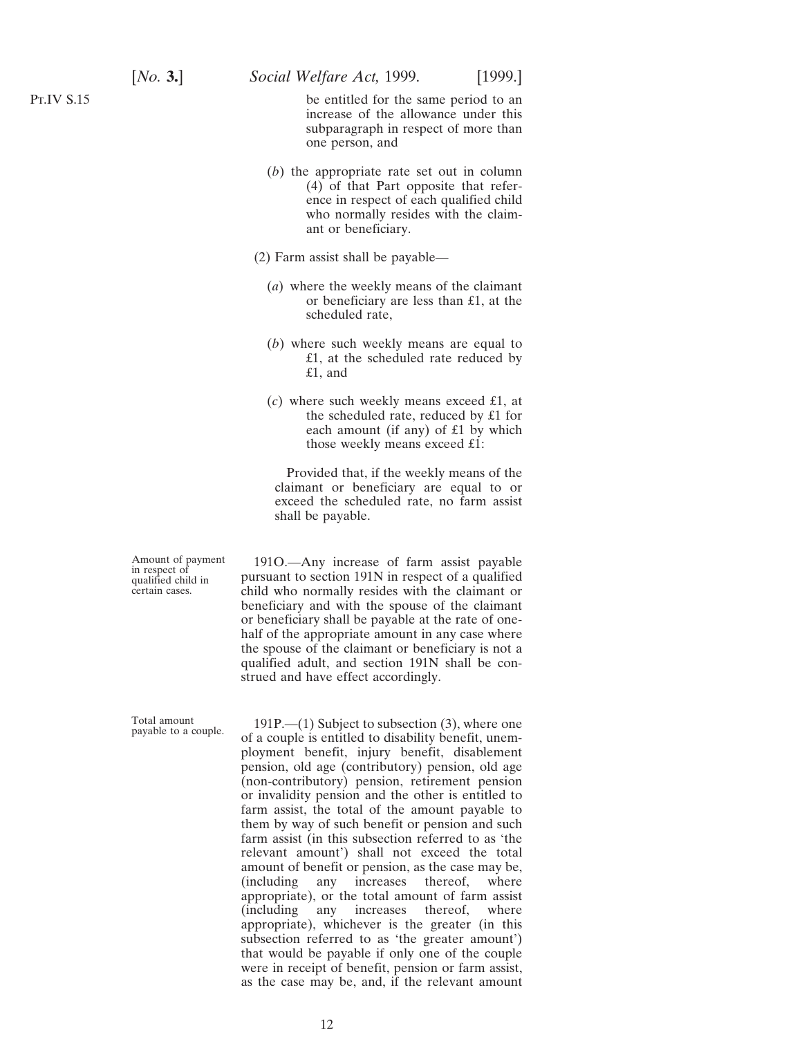be entitled for the same period to an increase of the allowance under this subparagraph in respect of more than one person, and

(*b*) the appropriate rate set out in column (4) of that Part opposite that reference in respect of each qualified child who normally resides with the claimant or beneficiary.

(2) Farm assist shall be payable—

(*a*) where the weekly means of the claimant or beneficiary are less than £1, at the scheduled rate,

(*b*) where such weekly means are equal to £1, at the scheduled rate reduced by £1, and

(*c*) where such weekly means exceed £1, at the scheduled rate, reduced by £1 for each amount (if any) of £1 by which those weekly means exceed £1:

Provided that, if the weekly means of the claimant or beneficiary are equal to or exceed the scheduled rate, no farm assist shall be payable.

Amount of payment in respect of qualified child in certain cases.

191O.—Any increase of farm assist payable pursuant to section 191N in respect of a qualified child who normally resides with the claimant or beneficiary and with the spouse of the claimant or beneficiary shall be payable at the rate of one-half of the appropriate amount in any case where the spouse of the claimant or beneficiary is not a qualified adult, and section 191N shall be construed and have effect accordingly.

Total amount payable to a couple.

191P.—(1) Subject to subsection (3), where one of a couple is entitled to disability benefit, unemployment benefit, injury benefit, disablement pension, old age (contributory) pension, old age (non-contributory) pension, retirement pension or invalidity pension and the other is entitled to farm assist, the total of the amount payable to them by way of such benefit or pension and such farm assist (in this subsection referred to as 'the relevant amount') shall not exceed the total amount of benefit or pension, as the case may be, (including any increases thereof, where appropriate), or the total amount of farm assist (including any increases thereof, where appropriate), whichever is the greater (in this subsection referred to as 'the greater amount') that would be payable if only one of the couple were in receipt of benefit, pension or farm assist, as the case may be, and, if the relevant amount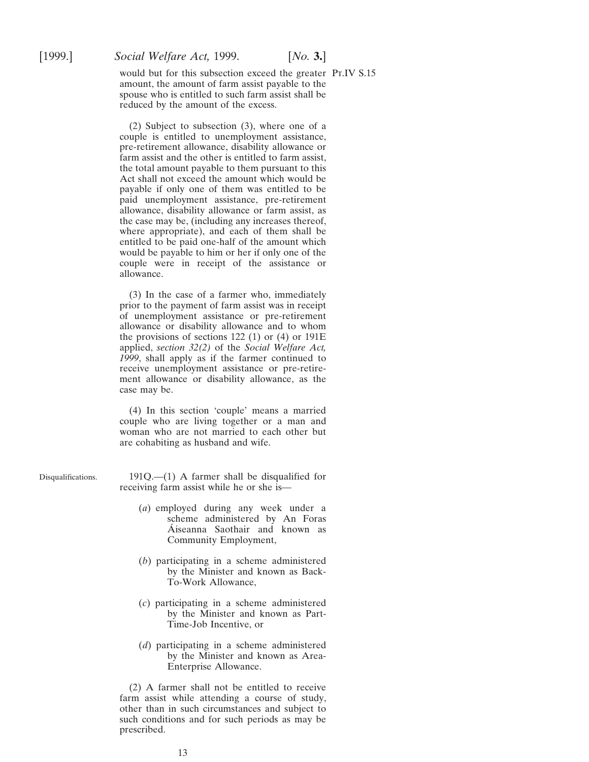would but for this subsection exceed the greater amount, the amount of farm assist payable to the spouse who is entitled to such farm assist shall be reduced by the amount of the excess.

Pt.IV S.15

(2) Subject to subsection (3), where one of a couple is entitled to unemployment assistance, pre-retirement allowance, disability allowance or farm assist and the other is entitled to farm assist, the total amount payable to them pursuant to this Act shall not exceed the amount which would be payable if only one of them was entitled to be paid unemployment assistance, pre-retirement allowance, disability allowance or farm assist, as the case may be, (including any increases thereof, where appropriate), and each of them shall be entitled to be paid one-half of the amount which would be payable to him or her if only one of the couple were in receipt of the assistance or allowance.

(3) In the case of a farmer who, immediately prior to the payment of farm assist was in receipt of unemployment assistance or pre-retirement allowance or disability allowance and to whom the provisions of sections 122 (1) or (4) or 191E applied, *section 32(2)* of the *Social Welfare Act, 1999*, shall apply as if the farmer continued to receive unemployment assistance or pre-retirement allowance or disability allowance, as the case may be.

(4) In this section 'couple' means a married couple who are living together or a man and woman who are not married to each other but are cohabiting as husband and wife.

Disqualifications.

191Q.—(1) A farmer shall be disqualified for receiving farm assist while he or she is—

(*a*) employed during any week under a scheme administered by An Foras Áiseanna Saothair and known as Community Employment,

(*b*) participating in a scheme administered by the Minister and known as Back-To-Work Allowance,

(*c*) participating in a scheme administered by the Minister and known as Part-Time-Job Incentive, or

(*d*) participating in a scheme administered by the Minister and known as Area-Enterprise Allowance.

(2) A farmer shall not be entitled to receive farm assist while attending a course of study, other than in such circumstances and subject to such conditions and for such periods as may be prescribed.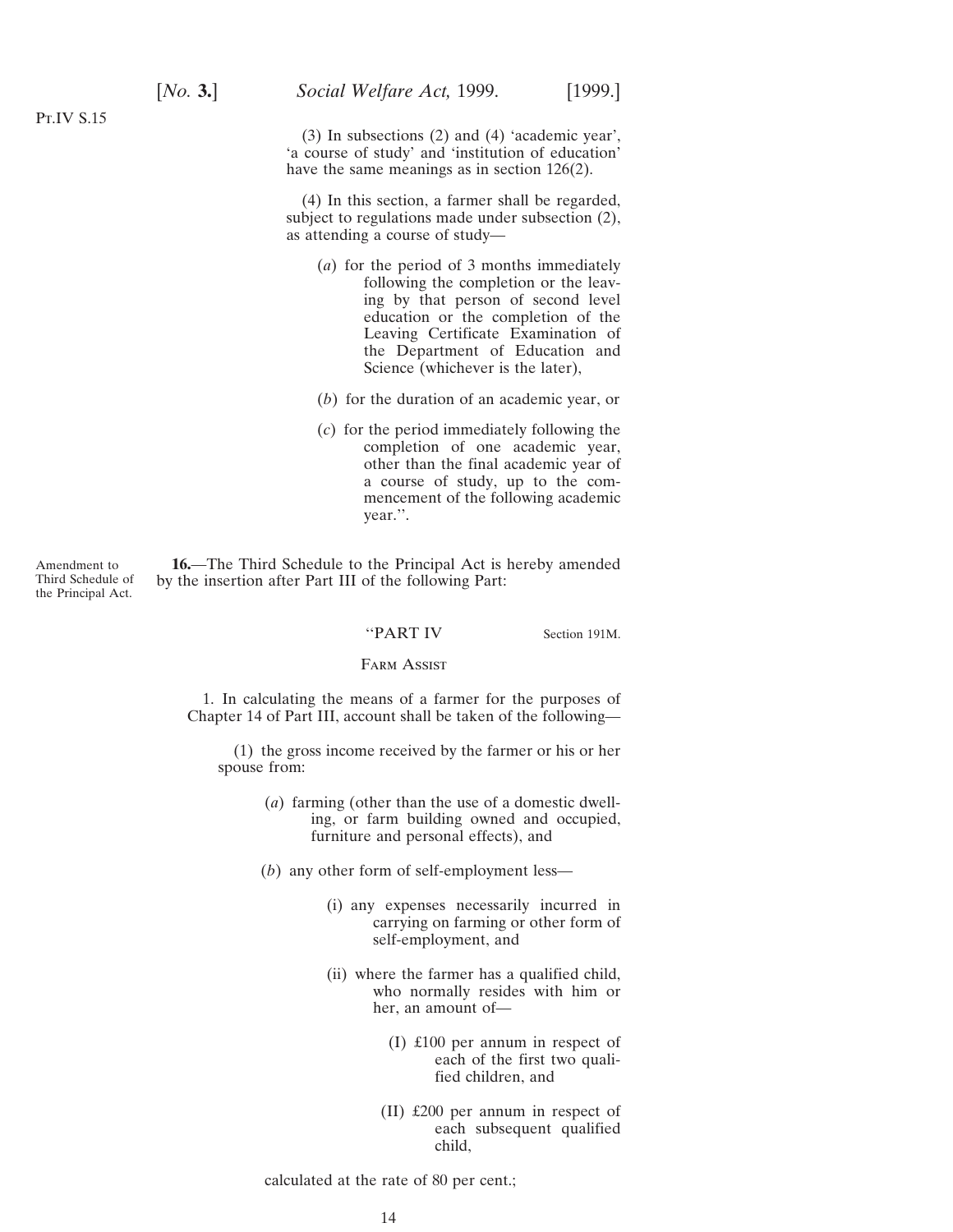Pt.IV S.15

(3) In subsections (2) and (4) 'academic year', 'a course of study' and 'institution of education' have the same meanings as in section 126(2).

(4) In this section, a farmer shall be regarded, subject to regulations made under subsection (2), as attending a course of study—

(*a*) for the period of 3 months immediately following the completion or the leaving by that person of second level education or the completion of the Leaving Certificate Examination of the Department of Education and Science (whichever is the later),

(*b*) for the duration of an academic year, or

(*c*) for the period immediately following the completion of one academic year, other than the final academic year of a course of study, up to the commencement of the following academic year.''.

Amendment to Third Schedule of the Principal Act.

**16.**—The Third Schedule to the Principal Act is hereby amended by the insertion after Part III of the following Part:

''PART IV

Section 191M.

Farm Assist

1. In calculating the means of a farmer for the purposes of Chapter 14 of Part III, account shall be taken of the following—

(1) the gross income received by the farmer or his or her spouse from:

(*a*) farming (other than the use of a domestic dwelling, or farm building owned and occupied, furniture and personal effects), and

(*b*) any other form of self-employment less—

(i) any expenses necessarily incurred in carrying on farming or other form of self-employment, and

(ii) where the farmer has a qualified child, who normally resides with him or her, an amount of—

(I) £100 per annum in respect of each of the first two qualified children, and

(II) £200 per annum in respect of each subsequent qualified child,

calculated at the rate of 80 per cent.;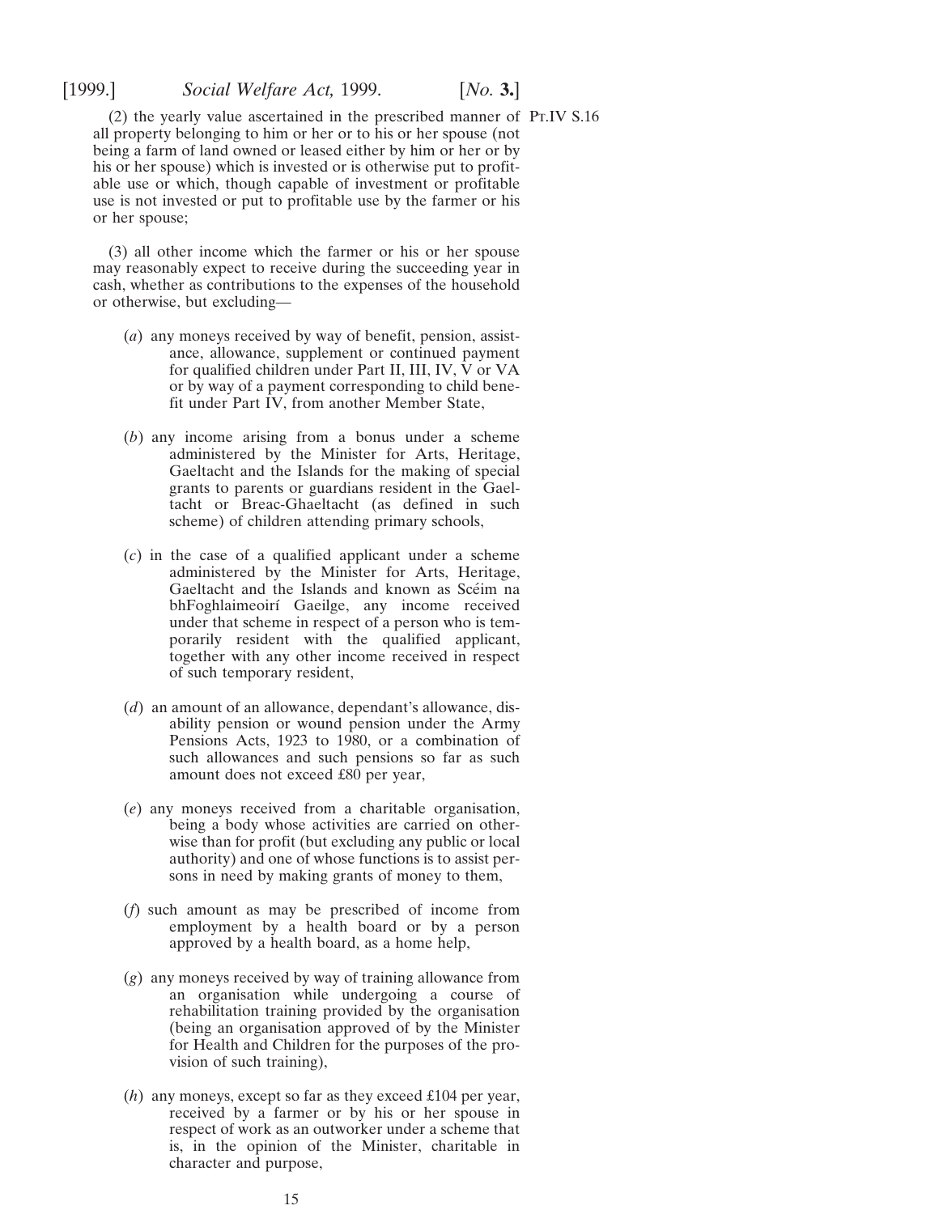(2) the yearly value ascertained in the prescribed manner of all property belonging to him or her or to his or her spouse (not being a farm of land owned or leased either by him or her or by his or her spouse) which is invested or is otherwise put to profitable use or which, though capable of investment or profitable use is not invested or put to profitable use by the farmer or his or her spouse;

(3) all other income which the farmer or his or her spouse may reasonably expect to receive during the succeeding year in cash, whether as contributions to the expenses of the household or otherwise, but excluding—

(*a*) any moneys received by way of benefit, pension, assistance, allowance, supplement or continued payment for qualified children under Part II, III, IV, V or VA or by way of a payment corresponding to child benefit under Part IV, from another Member State,

(*b*) any income arising from a bonus under a scheme administered by the Minister for Arts, Heritage, Gaeltacht and the Islands for the making of special grants to parents or guardians resident in the Gaeltacht or Breac-Ghaeltacht (as defined in such scheme) of children attending primary schools,

(*c*) in the case of a qualified applicant under a scheme administered by the Minister for Arts, Heritage, Gaeltacht and the Islands and known as Scéim na bhFoghlaimeoirí Gaeilge, any income received under that scheme in respect of a person who is temporarily resident with the qualified applicant, together with any other income received in respect of such temporary resident,

(*d*) an amount of an allowance, dependant's allowance, disability pension or wound pension under the Army Pensions Acts, 1923 to 1980, or a combination of such allowances and such pensions so far as such amount does not exceed £80 per year,

(*e*) any moneys received from a charitable organisation, being a body whose activities are carried on otherwise than for profit (but excluding any public or local authority) and one of whose functions is to assist persons in need by making grants of money to them,

(*f*) such amount as may be prescribed of income from employment by a health board or by a person approved by a health board, as a home help,

(*g*) any moneys received by way of training allowance from an organisation while undergoing a course of rehabilitation training provided by the organisation (being an organisation approved of by the Minister for Health and Children for the purposes of the provision of such training),

(*h*) any moneys, except so far as they exceed £104 per year, received by a farmer or by his or her spouse in respect of work as an outworker under a scheme that is, in the opinion of the Minister, charitable in character and purpose,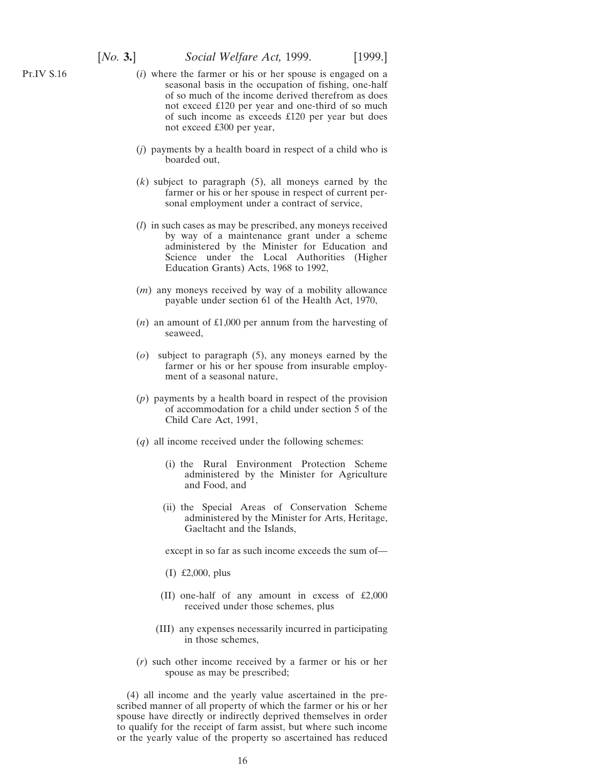(*i*) where the farmer or his or her spouse is engaged on a seasonal basis in the occupation of fishing, one-half of so much of the income derived therefrom as does not exceed £120 per year and one-third of so much of such income as exceeds £120 per year but does not exceed £300 per year,

(*j*) payments by a health board in respect of a child who is boarded out,

(*k*) subject to paragraph (5), all moneys earned by the farmer or his or her spouse in respect of current personal employment under a contract of service,

(*l*) in such cases as may be prescribed, any moneys received by way of a maintenance grant under a scheme administered by the Minister for Education and Science under the Local Authorities (Higher Education Grants) Acts, 1968 to 1992,

(*m*) any moneys received by way of a mobility allowance payable under section 61 of the Health Act, 1970,

(*n*) an amount of £1,000 per annum from the harvesting of seaweed,

(*o*) subject to paragraph (5), any moneys earned by the farmer or his or her spouse from insurable employment of a seasonal nature,

(*p*) payments by a health board in respect of the provision of accommodation for a child under section 5 of the Child Care Act, 1991,

(*q*) all income received under the following schemes:

(i) the Rural Environment Protection Scheme administered by the Minister for Agriculture and Food, and

(ii) the Special Areas of Conservation Scheme administered by the Minister for Arts, Heritage, Gaeltacht and the Islands,

except in so far as such income exceeds the sum of—

(I) £2,000, plus

(II) one-half of any amount in excess of £2,000 received under those schemes, plus

(III) any expenses necessarily incurred in participating in those schemes,

(*r*) such other income received by a farmer or his or her spouse as may be prescribed;

(4) all income and the yearly value ascertained in the prescribed manner of all property of which the farmer or his or her spouse have directly or indirectly deprived themselves in order to qualify for the receipt of farm assist, but where such income or the yearly value of the property so ascertained has reduced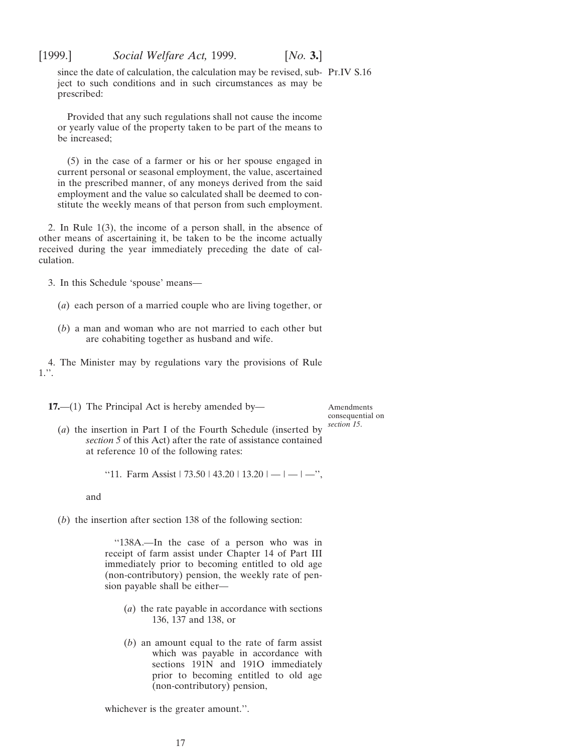since the date of calculation, the calculation may be revised, subject to such conditions and in such circumstances as may be prescribed:

Provided that any such regulations shall not cause the income or yearly value of the property taken to be part of the means to be increased;

(5) in the case of a farmer or his or her spouse engaged in current personal or seasonal employment, the value, ascertained in the prescribed manner, of any moneys derived from the said employment and the value so calculated shall be deemed to constitute the weekly means of that person from such employment.

2. In Rule 1(3), the income of a person shall, in the absence of other means of ascertaining it, be taken to be the income actually received during the year immediately preceding the date of calculation.

3. In this Schedule 'spouse' means—

(*a*) each person of a married couple who are living together, or

(*b*) a man and woman who are not married to each other but are cohabiting together as husband and wife.

4. The Minister may by regulations vary the provisions of Rule 1.''.

Amendments consequential on *section 15.*

**17.**—(1) The Principal Act is hereby amended by—

(*a*) the insertion in Part I of the Fourth Schedule (inserted by *section 5* of this Act) after the rate of assistance contained at reference 10 of the following rates:

''11. Farm Assist | 73.50 | 43.20 | 13.20 | — | — | —'',

and

(*b*) the insertion after section 138 of the following section:

''138A.—In the case of a person who was in receipt of farm assist under Chapter 14 of Part III immediately prior to becoming entitled to old age (non-contributory) pension, the weekly rate of pension payable shall be either—

(*a*) the rate payable in accordance with sections 136, 137 and 138, or

(*b*) an amount equal to the rate of farm assist which was payable in accordance with sections 191N and 191O immediately prior to becoming entitled to old age (non-contributory) pension,

whichever is the greater amount.''.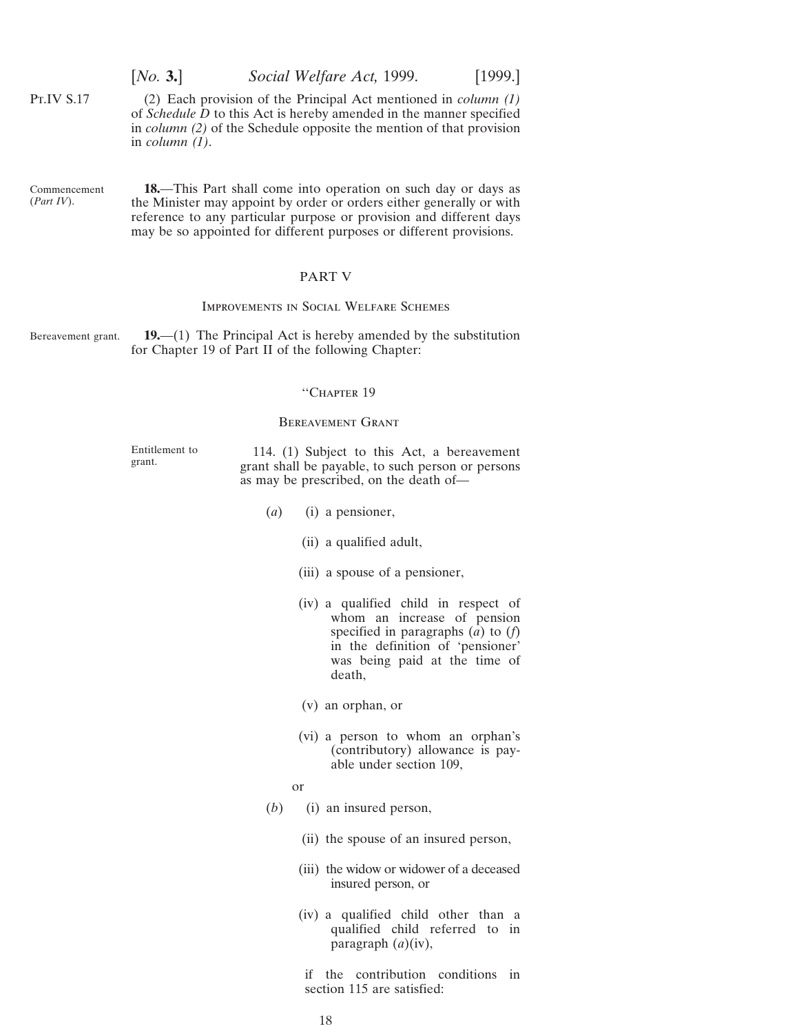Pt.IV S.17

(2) Each provision of the Principal Act mentioned in *column (1)* of *Schedule D* to this Act is hereby amended in the manner specified in *column (2)* of the Schedule opposite the mention of that provision in *column (1)*.

Commencement (*Part IV*).

**18.**—This Part shall come into operation on such day or days as the Minister may appoint by order or orders either generally or with reference to any particular purpose or provision and different days may be so appointed for different purposes or different provisions.

## PART V

### Improvements in Social Welfare Schemes

Bereavement grant.

**19.**—(1) The Principal Act is hereby amended by the substitution for Chapter 19 of Part II of the following Chapter:

"Chapter 19

Bereavement Grant

Entitlement to grant.

114. (1) Subject to this Act, a bereavement grant shall be payable, to such person or persons as may be prescribed, on the death of—

(*a*) (i) a pensioner,

(ii) a qualified adult,

(iii) a spouse of a pensioner,

(iv) a qualified child in respect of whom an increase of pension specified in paragraphs (*a*) to (*f*) in the definition of 'pensioner' was being paid at the time of death,

(v) an orphan, or

(vi) a person to whom an orphan's (contributory) allowance is payable under section 109,

or

(*b*) (i) an insured person,

(ii) the spouse of an insured person,

(iii) the widow or widower of a deceased insured person, or

(iv) a qualified child other than a qualified child referred to in paragraph (*a*)(iv),

if the contribution conditions in section 115 are satisfied: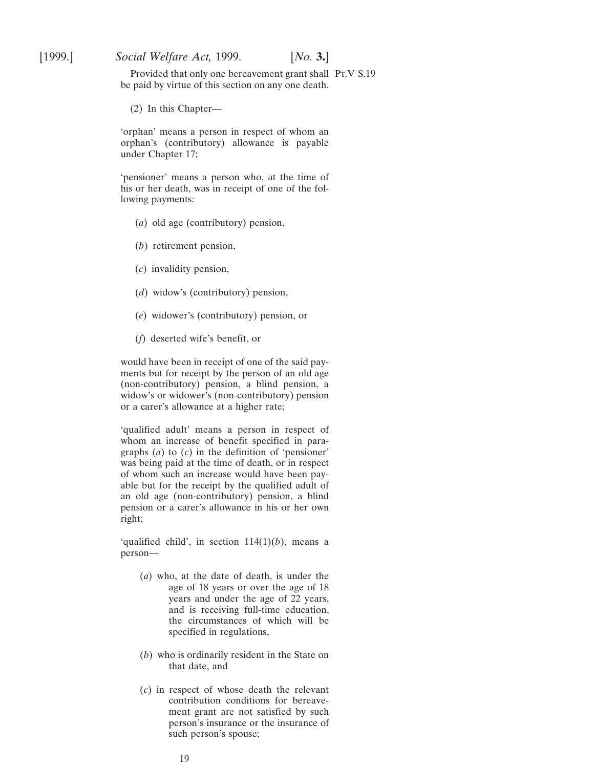Provided that only one bereavement grant shall be paid by virtue of this section on any one death.

(2) In this Chapter—

'orphan' means a person in respect of whom an orphan's (contributory) allowance is payable under Chapter 17;

'pensioner' means a person who, at the time of his or her death, was in receipt of one of the following payments:

(*a*) old age (contributory) pension,

(*b*) retirement pension,

(*c*) invalidity pension,

(*d*) widow's (contributory) pension,

(*e*) widower's (contributory) pension, or

(*f*) deserted wife's benefit, or

would have been in receipt of one of the said payments but for receipt by the person of an old age (non-contributory) pension, a blind pension, a widow's or widower's (non-contributory) pension or a carer's allowance at a higher rate;

'qualified adult' means a person in respect of whom an increase of benefit specified in paragraphs (*a*) to (*c*) in the definition of 'pensioner' was being paid at the time of death, or in respect of whom such an increase would have been payable but for the receipt by the qualified adult of an old age (non-contributory) pension, a blind pension or a carer's allowance in his or her own right;

'qualified child', in section 114(1)(*b*), means a person—

(*a*) who, at the date of death, is under the age of 18 years or over the age of 18 years and under the age of 22 years, and is receiving full-time education, the circumstances of which will be specified in regulations,

(*b*) who is ordinarily resident in the State on that date, and

(*c*) in respect of whose death the relevant contribution conditions for bereavement grant are not satisfied by such person's insurance or the insurance of such person's spouse;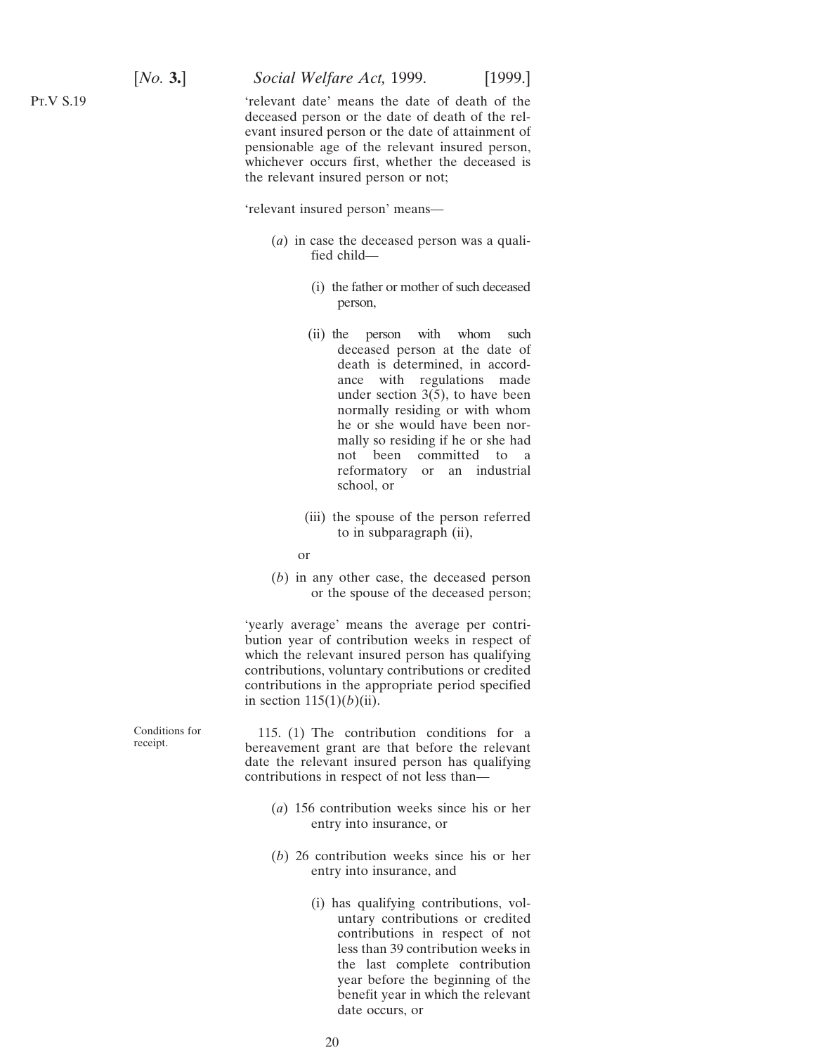'relevant date' means the date of death of the deceased person or the date of death of the relevant insured person or the date of attainment of pensionable age of the relevant insured person, whichever occurs first, whether the deceased is the relevant insured person or not;

'relevant insured person' means—

(*a*) in case the deceased person was a qualified child—

(i) the father or mother of such deceased person,

(ii) the person with whom such deceased person at the date of death is determined, in accordance with regulations made under section 3(5), to have been normally residing or with whom he or she would have been normally so residing if he or she had not been committed to a reformatory or an industrial school, or

(iii) the spouse of the person referred to in subparagraph (ii),

or

(*b*) in any other case, the deceased person or the spouse of the deceased person;

'yearly average' means the average per contribution year of contribution weeks in respect of which the relevant insured person has qualifying contributions, voluntary contributions or credited contributions in the appropriate period specified in section 115(1)(*b*)(ii).

Conditions for receipt.

115. (1) The contribution conditions for a bereavement grant are that before the relevant date the relevant insured person has qualifying contributions in respect of not less than—

(*a*) 156 contribution weeks since his or her entry into insurance, or

(*b*) 26 contribution weeks since his or her entry into insurance, and

(i) has qualifying contributions, voluntary contributions or credited contributions in respect of not less than 39 contribution weeks in the last complete contribution year before the beginning of the benefit year in which the relevant date occurs, or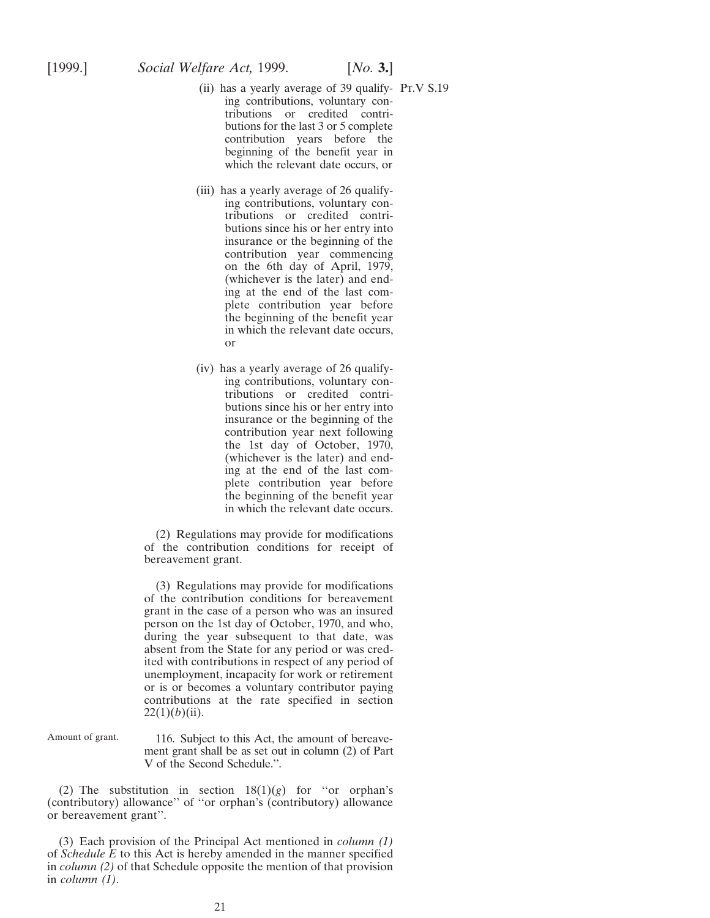(ii) has a yearly average of 39 qualifying contributions, voluntary contributions or credited contributions for the last 3 or 5 complete contribution years before the beginning of the benefit year in which the relevant date occurs, or

(iii) has a yearly average of 26 qualifying contributions, voluntary contributions or credited contributions since his or her entry into insurance or the beginning of the contribution year commencing on the 6th day of April, 1979, (whichever is the later) and ending at the end of the last complete contribution year before the beginning of the benefit year in which the relevant date occurs, or

(iv) has a yearly average of 26 qualifying contributions, voluntary contributions or credited contributions since his or her entry into insurance or the beginning of the contribution year next following the 1st day of October, 1970, (whichever is the later) and ending at the end of the last complete contribution year before the beginning of the benefit year in which the relevant date occurs.

(2) Regulations may provide for modifications of the contribution conditions for receipt of bereavement grant.

(3) Regulations may provide for modifications of the contribution conditions for bereavement grant in the case of a person who was an insured person on the 1st day of October, 1970, and who, during the year subsequent to that date, was absent from the State for any period or was credited with contributions in respect of any period of unemployment, incapacity for work or retirement or is or becomes a voluntary contributor paying contributions at the rate specified in section 22(1)(*b*)(ii).

Amount of grant.

116. Subject to this Act, the amount of bereavement grant shall be as set out in column (2) of Part V of the Second Schedule.''.

(2) The substitution in section 18(1)(*g*) for ''or orphan's (contributory) allowance'' of ''or orphan's (contributory) allowance or bereavement grant''.

(3) Each provision of the Principal Act mentioned in *column (1)* of *Schedule E* to this Act is hereby amended in the manner specified in *column (2)* of that Schedule opposite the mention of that provision in *column (1)*.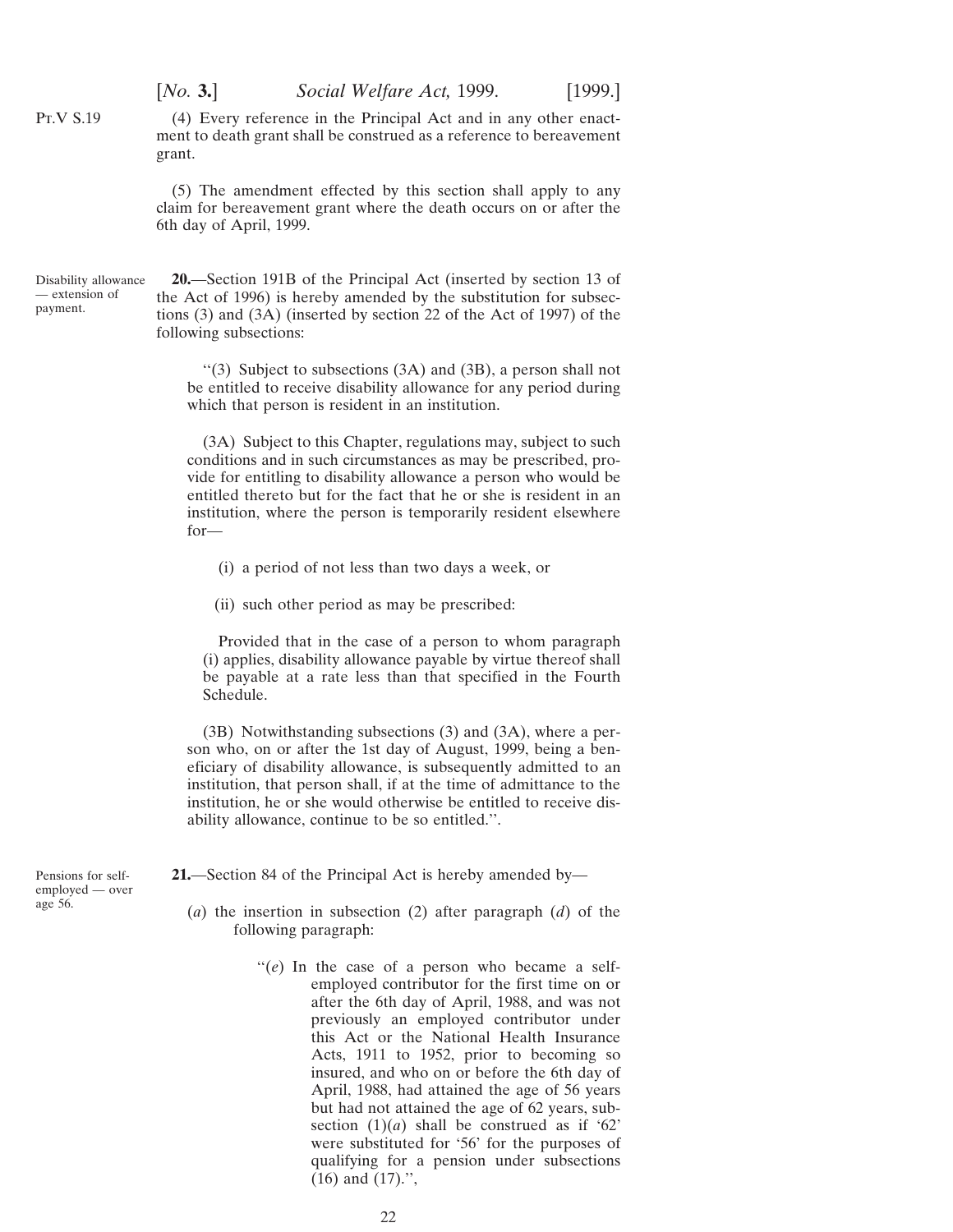Pt.V S.19

(4) Every reference in the Principal Act and in any other enactment to death grant shall be construed as a reference to bereavement grant.

(5) The amendment effected by this section shall apply to any claim for bereavement grant where the death occurs on or after the 6th day of April, 1999.

Disability allowance — extension of payment.

**20.**—Section 191B of the Principal Act (inserted by section 13 of the Act of 1996) is hereby amended by the substitution for subsections (3) and (3A) (inserted by section 22 of the Act of 1997) of the following subsections:

> ''(3) Subject to subsections (3A) and (3B), a person shall not be entitled to receive disability allowance for any period during which that person is resident in an institution.
>
> (3A) Subject to this Chapter, regulations may, subject to such conditions and in such circumstances as may be prescribed, provide for entitling to disability allowance a person who would be entitled thereto but for the fact that he or she is resident in an institution, where the person is temporarily resident elsewhere for—
>
> (i) a period of not less than two days a week, or
>
> (ii) such other period as may be prescribed:
>
> Provided that in the case of a person to whom paragraph (i) applies, disability allowance payable by virtue thereof shall be payable at a rate less than that specified in the Fourth Schedule.
>
> (3B) Notwithstanding subsections (3) and (3A), where a person who, on or after the 1st day of August, 1999, being a beneficiary of disability allowance, is subsequently admitted to an institution, that person shall, if at the time of admittance to the institution, he or she would otherwise be entitled to receive disability allowance, continue to be so entitled.''.

Pensions for self-employed — over age 56.

**21.**—Section 84 of the Principal Act is hereby amended by—

(*a*) the insertion in subsection (2) after paragraph (*d*) of the following paragraph:

> ''(*e*) In the case of a person who became a self-employed contributor for the first time on or after the 6th day of April, 1988, and was not previously an employed contributor under this Act or the National Health Insurance Acts, 1911 to 1952, prior to becoming so insured, and who on or before the 6th day of April, 1988, had attained the age of 56 years but had not attained the age of 62 years, subsection (1)(*a*) shall be construed as if '62' were substituted for '56' for the purposes of qualifying for a pension under subsections (16) and (17).'',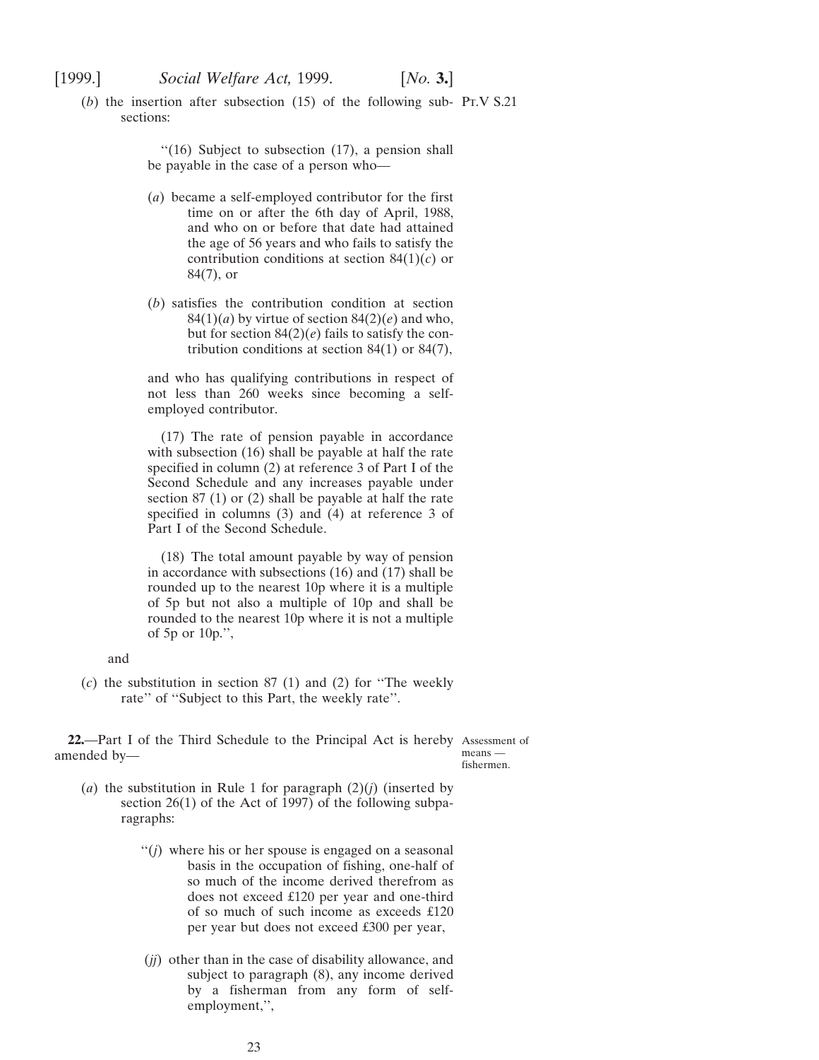(*b*) the insertion after subsection (15) of the following subsections:

Pt.V S.21

"(16) Subject to subsection (17), a pension shall be payable in the case of a person who—

(*a*) became a self-employed contributor for the first time on or after the 6th day of April, 1988, and who on or before that date had attained the age of 56 years and who fails to satisfy the contribution conditions at section 84(1)(*c*) or 84(7), or

(*b*) satisfies the contribution condition at section 84(1)(*a*) by virtue of section 84(2)(*e*) and who, but for section 84(2)(*e*) fails to satisfy the contribution conditions at section 84(1) or 84(7),

and who has qualifying contributions in respect of not less than 260 weeks since becoming a self-employed contributor.

(17) The rate of pension payable in accordance with subsection (16) shall be payable at half the rate specified in column (2) at reference 3 of Part I of the Second Schedule and any increases payable under section 87 (1) or (2) shall be payable at half the rate specified in columns (3) and (4) at reference 3 of Part I of the Second Schedule.

(18) The total amount payable by way of pension in accordance with subsections (16) and (17) shall be rounded up to the nearest 10p where it is a multiple of 5p but not also a multiple of 10p and shall be rounded to the nearest 10p where it is not a multiple of 5p or 10p.",

and

(*c*) the substitution in section 87 (1) and (2) for "The weekly rate" of "Subject to this Part, the weekly rate".

**22.**—Part I of the Third Schedule to the Principal Act is hereby amended by—

Assessment of means — fishermen.

(*a*) the substitution in Rule 1 for paragraph (2)(*j*) (inserted by section 26(1) of the Act of 1997) of the following subparagraphs:

"(*j*) where his or her spouse is engaged on a seasonal basis in the occupation of fishing, one-half of so much of the income derived therefrom as does not exceed £120 per year and one-third of so much of such income as exceeds £120 per year but does not exceed £300 per year,

(*jj*) other than in the case of disability allowance, and subject to paragraph (8), any income derived by a fisherman from any form of self-employment,",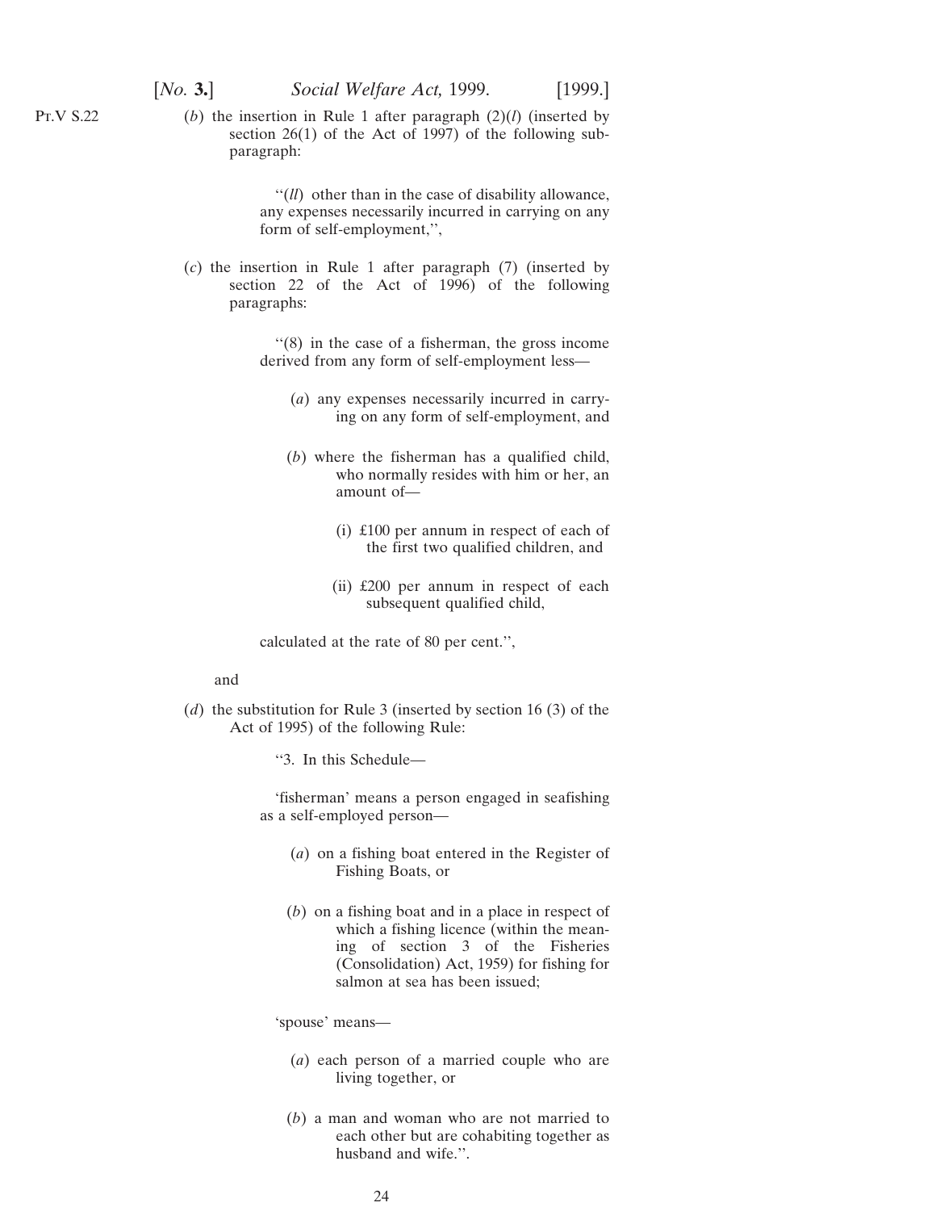Pt.V S.22

(*b*) the insertion in Rule 1 after paragraph (2)(*l*) (inserted by section 26(1) of the Act of 1997) of the following sub-paragraph:

> "(*ll*) other than in the case of disability allowance, any expenses necessarily incurred in carrying on any form of self-employment,",

(*c*) the insertion in Rule 1 after paragraph (7) (inserted by section 22 of the Act of 1996) of the following paragraphs:

> "(8) in the case of a fisherman, the gross income derived from any form of self-employment less—
>
> > (*a*) any expenses necessarily incurred in carrying on any form of self-employment, and
> >
> > (*b*) where the fisherman has a qualified child, who normally resides with him or her, an amount of—
> >
> > > (i) £100 per annum in respect of each of the first two qualified children, and
> > >
> > > (ii) £200 per annum in respect of each subsequent qualified child,
>
> calculated at the rate of 80 per cent.",

and

(*d*) the substitution for Rule 3 (inserted by section 16 (3) of the Act of 1995) of the following Rule:

> "3. In this Schedule—
>
> 'fisherman' means a person engaged in seafishing as a self-employed person—
>
> > (*a*) on a fishing boat entered in the Register of Fishing Boats, or
> >
> > (*b*) on a fishing boat and in a place in respect of which a fishing licence (within the meaning of section 3 of the Fisheries (Consolidation) Act, 1959) for fishing for salmon at sea has been issued;
>
> 'spouse' means—
>
> > (*a*) each person of a married couple who are living together, or
> >
> > (*b*) a man and woman who are not married to each other but are cohabiting together as husband and wife.".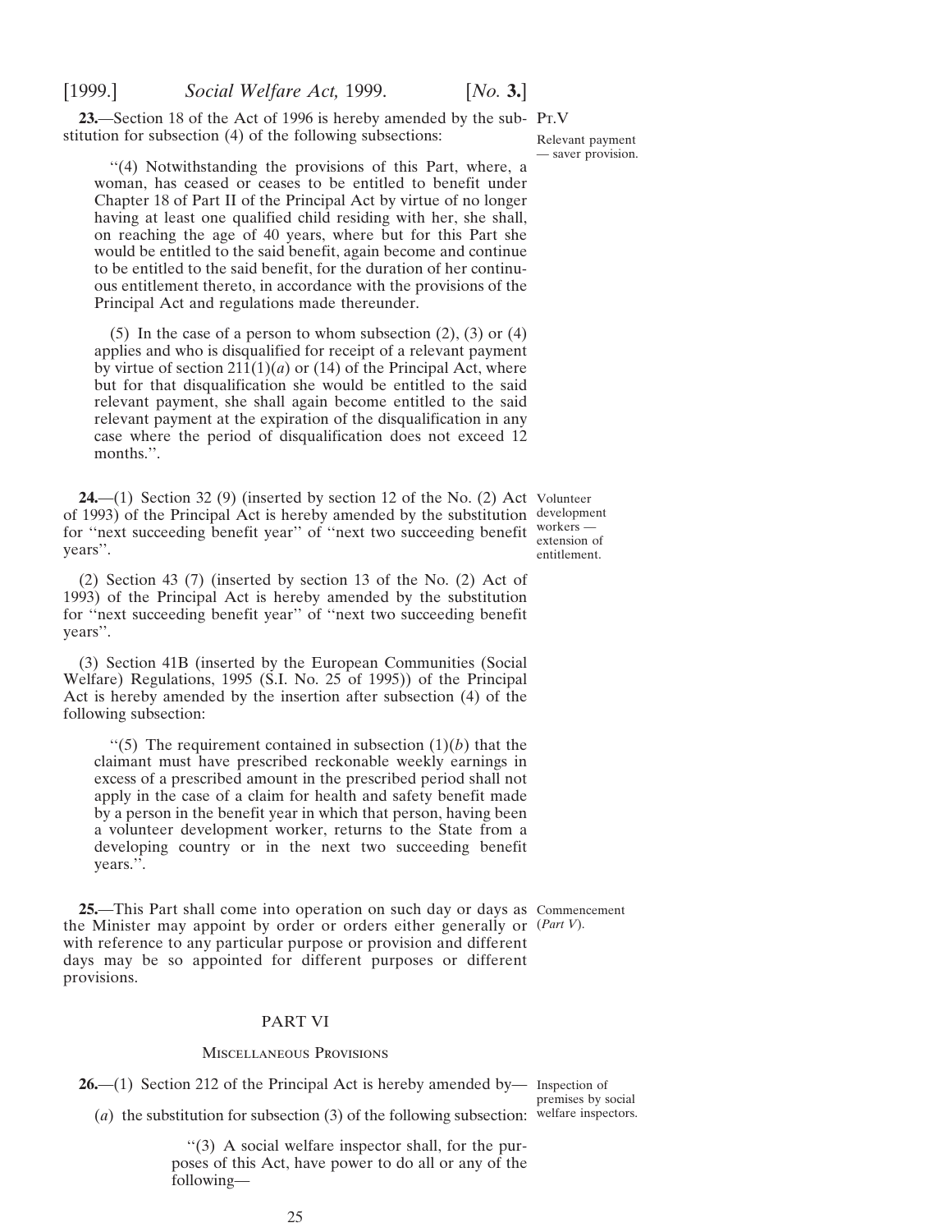**23.**—Section 18 of the Act of 1996 is hereby amended by the substitution for subsection (4) of the following subsections:

Pt.V

Relevant payment — saver provision.

> "(4) Notwithstanding the provisions of this Part, where, a woman, has ceased or ceases to be entitled to benefit under Chapter 18 of Part II of the Principal Act by virtue of no longer having at least one qualified child residing with her, she shall, on reaching the age of 40 years, where but for this Part she would be entitled to the said benefit, again become and continue to be entitled to the said benefit, for the duration of her continuous entitlement thereto, in accordance with the provisions of the Principal Act and regulations made thereunder.
>
> (5) In the case of a person to whom subsection (2), (3) or (4) applies and who is disqualified for receipt of a relevant payment by virtue of section 211(1)(*a*) or (14) of the Principal Act, where but for that disqualification she would be entitled to the said relevant payment, she shall again become entitled to the said relevant payment at the expiration of the disqualification in any case where the period of disqualification does not exceed 12 months.".

**24.**—(1) Section 32 (9) (inserted by section 12 of the No. (2) Act of 1993) of the Principal Act is hereby amended by the substitution for "next succeeding benefit year" of "next two succeeding benefit years".

Volunteer development workers — extension of entitlement.

(2) Section 43 (7) (inserted by section 13 of the No. (2) Act of 1993) of the Principal Act is hereby amended by the substitution for "next succeeding benefit year" of "next two succeeding benefit years".

(3) Section 41B (inserted by the European Communities (Social Welfare) Regulations, 1995 (S.I. No. 25 of 1995)) of the Principal Act is hereby amended by the insertion after subsection (4) of the following subsection:

> "(5) The requirement contained in subsection (1)(*b*) that the claimant must have prescribed reckonable weekly earnings in excess of a prescribed amount in the prescribed period shall not apply in the case of a claim for health and safety benefit made by a person in the benefit year in which that person, having been a volunteer development worker, returns to the State from a developing country or in the next two succeeding benefit years.".

**25.**—This Part shall come into operation on such day or days as the Minister may appoint by order or orders either generally or with reference to any particular purpose or provision and different days may be so appointed for different purposes or different provisions.

Commencement (*Part V*).

## PART VI

### Miscellaneous Provisions

**26.**—(1) Section 212 of the Principal Act is hereby amended by—

Inspection of premises by social welfare inspectors.

(*a*) the substitution for subsection (3) of the following subsection:

> "(3) A social welfare inspector shall, for the purposes of this Act, have power to do all or any of the following—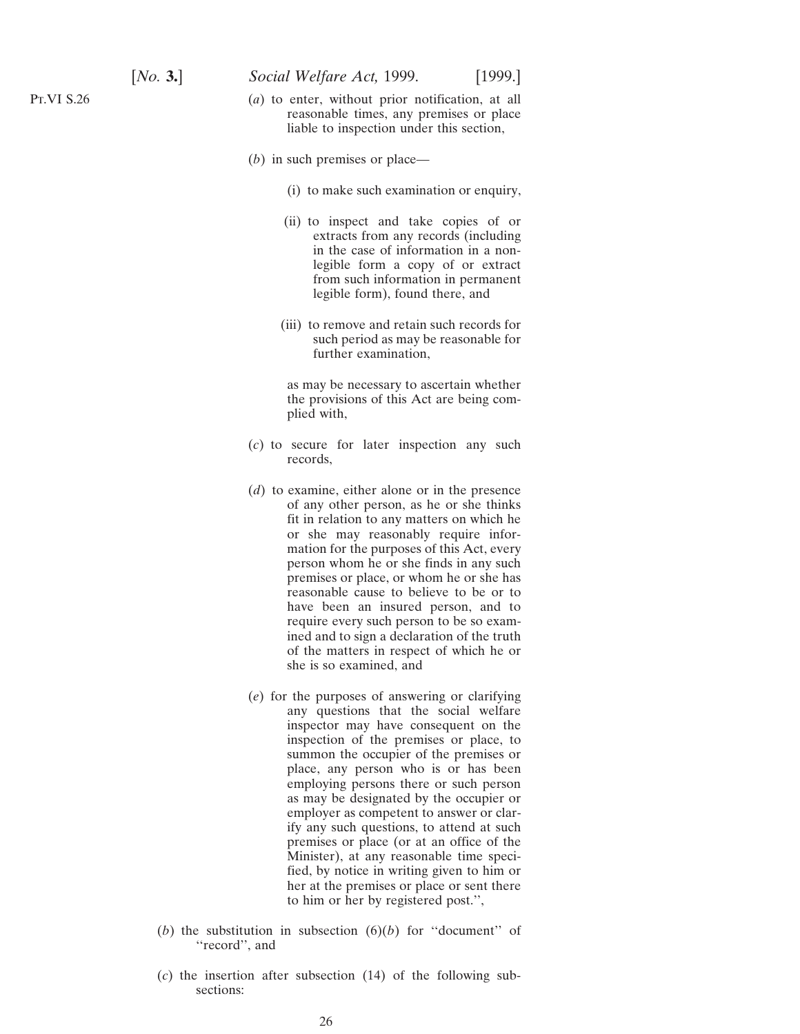(*a*) to enter, without prior notification, at all reasonable times, any premises or place liable to inspection under this section,

(*b*) in such premises or place—

(i) to make such examination or enquiry,

(ii) to inspect and take copies of or extracts from any records (including in the case of information in a non-legible form a copy of or extract from such information in permanent legible form), found there, and

(iii) to remove and retain such records for such period as may be reasonable for further examination,

as may be necessary to ascertain whether the provisions of this Act are being complied with,

(*c*) to secure for later inspection any such records,

(*d*) to examine, either alone or in the presence of any other person, as he or she thinks fit in relation to any matters on which he or she may reasonably require information for the purposes of this Act, every person whom he or she finds in any such premises or place, or whom he or she has reasonable cause to believe to be or to have been an insured person, and to require every such person to be so examined and to sign a declaration of the truth of the matters in respect of which he or she is so examined, and

(*e*) for the purposes of answering or clarifying any questions that the social welfare inspector may have consequent on the inspection of the premises or place, to summon the occupier of the premises or place, any person who is or has been employing persons there or such person as may be designated by the occupier or employer as competent to answer or clarify any such questions, to attend at such premises or place (or at an office of the Minister), at any reasonable time specified, by notice in writing given to him or her at the premises or place or sent there to him or her by registered post.'',

(*b*) the substitution in subsection (6)(*b*) for ''document'' of ''record'', and

(*c*) the insertion after subsection (14) of the following subsections: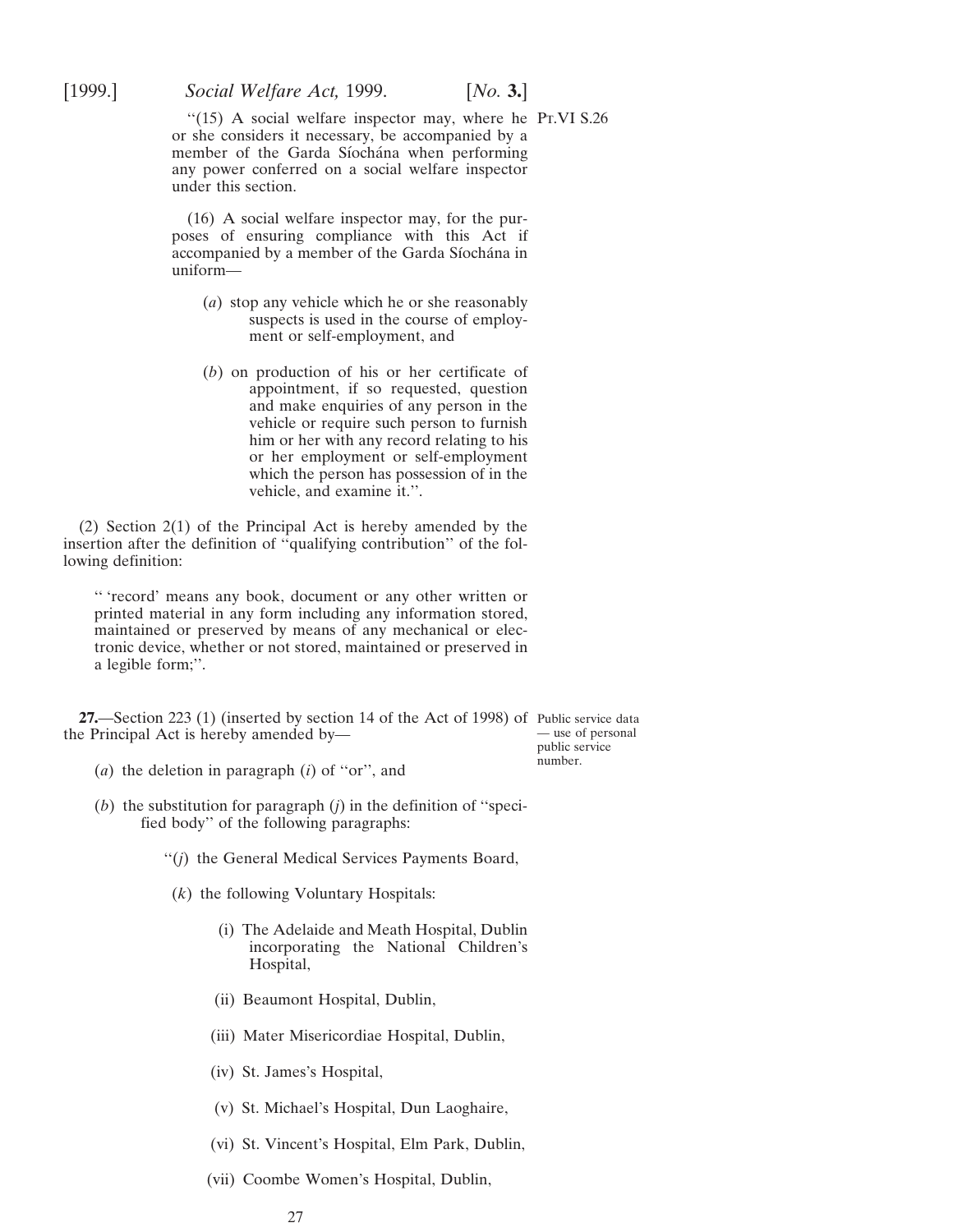"(15) A social welfare inspector may, where he or she considers it necessary, be accompanied by a member of the Garda Síochána when performing any power conferred on a social welfare inspector under this section.

Pt.VI S.26

(16) A social welfare inspector may, for the purposes of ensuring compliance with this Act if accompanied by a member of the Garda Síochána in uniform—

(*a*) stop any vehicle which he or she reasonably suspects is used in the course of employment or self-employment, and

(*b*) on production of his or her certificate of appointment, if so requested, question and make enquiries of any person in the vehicle or require such person to furnish him or her with any record relating to his or her employment or self-employment which the person has possession of in the vehicle, and examine it.".

(2) Section 2(1) of the Principal Act is hereby amended by the insertion after the definition of "qualifying contribution" of the following definition:

" 'record' means any book, document or any other written or printed material in any form including any information stored, maintained or preserved by means of any mechanical or electronic device, whether or not stored, maintained or preserved in a legible form;".

Public service data — use of personal public service number.

**27.**—Section 223 (1) (inserted by section 14 of the Act of 1998) of the Principal Act is hereby amended by—

(*a*) the deletion in paragraph (*i*) of "or", and

(*b*) the substitution for paragraph (*j*) in the definition of "specified body" of the following paragraphs:

"(*j*) the General Medical Services Payments Board,

(*k*) the following Voluntary Hospitals:

(i) The Adelaide and Meath Hospital, Dublin incorporating the National Children's Hospital,

(ii) Beaumont Hospital, Dublin,

(iii) Mater Misericordiae Hospital, Dublin,

(iv) St. James's Hospital,

(v) St. Michael's Hospital, Dun Laoghaire,

(vi) St. Vincent's Hospital, Elm Park, Dublin,

(vii) Coombe Women's Hospital, Dublin,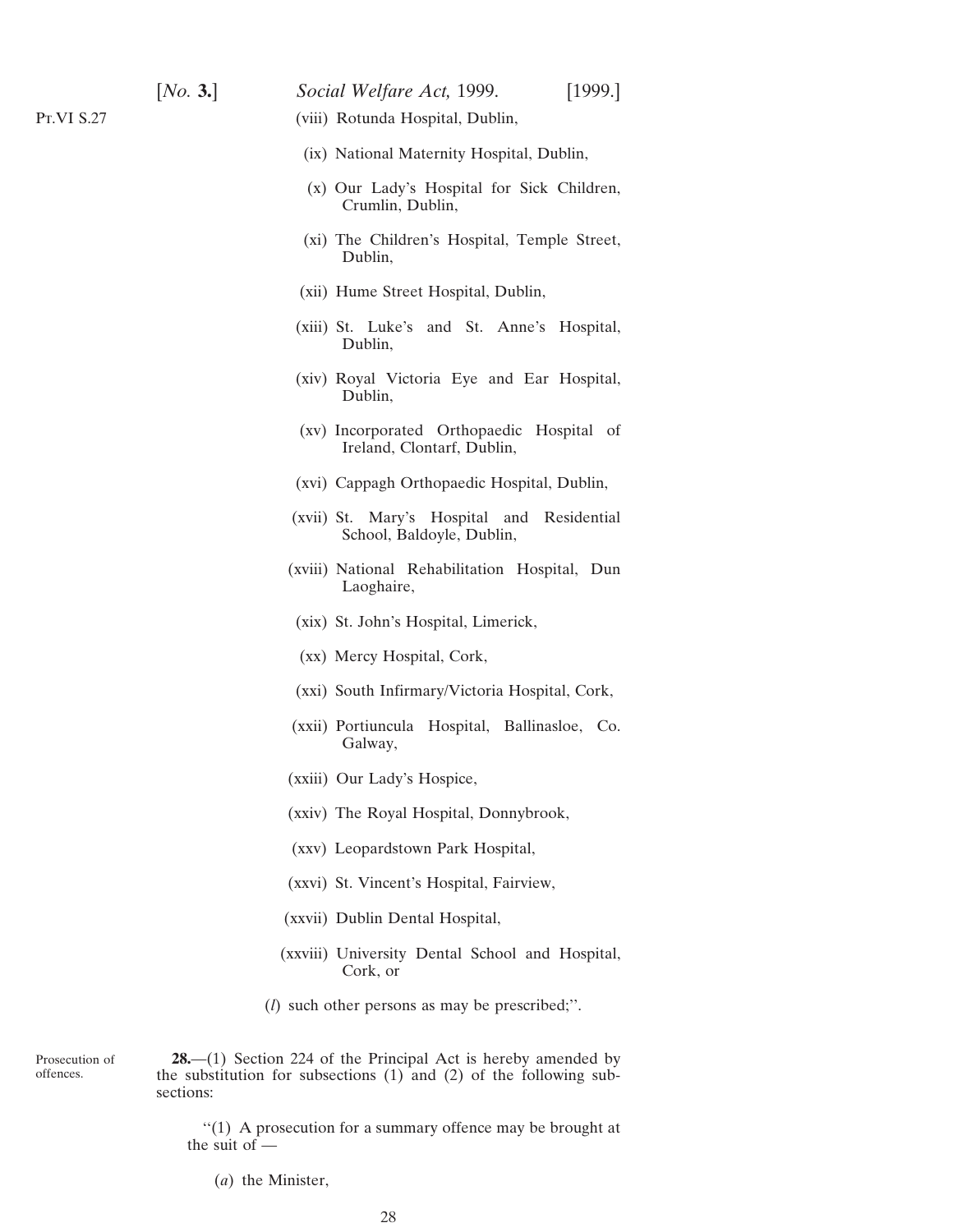(viii) Rotunda Hospital, Dublin,

(ix) National Maternity Hospital, Dublin,

(x) Our Lady's Hospital for Sick Children, Crumlin, Dublin,

(xi) The Children's Hospital, Temple Street, Dublin,

(xii) Hume Street Hospital, Dublin,

(xiii) St. Luke's and St. Anne's Hospital, Dublin,

(xiv) Royal Victoria Eye and Ear Hospital, Dublin,

(xv) Incorporated Orthopaedic Hospital of Ireland, Clontarf, Dublin,

(xvi) Cappagh Orthopaedic Hospital, Dublin,

(xvii) St. Mary's Hospital and Residential School, Baldoyle, Dublin,

(xviii) National Rehabilitation Hospital, Dun Laoghaire,

(xix) St. John's Hospital, Limerick,

(xx) Mercy Hospital, Cork,

(xxi) South Infirmary/Victoria Hospital, Cork,

(xxii) Portiuncula Hospital, Ballinasloe, Co. Galway,

(xxiii) Our Lady's Hospice,

(xxiv) The Royal Hospital, Donnybrook,

(xxv) Leopardstown Park Hospital,

(xxvi) St. Vincent's Hospital, Fairview,

(xxvii) Dublin Dental Hospital,

(xxviii) University Dental School and Hospital, Cork, or

(*l*) such other persons as may be prescribed;''.

Prosecution of offences.

**28.**—(1) Section 224 of the Principal Act is hereby amended by the substitution for subsections (1) and (2) of the following subsections:

''(1) A prosecution for a summary offence may be brought at the suit of —

(*a*) the Minister,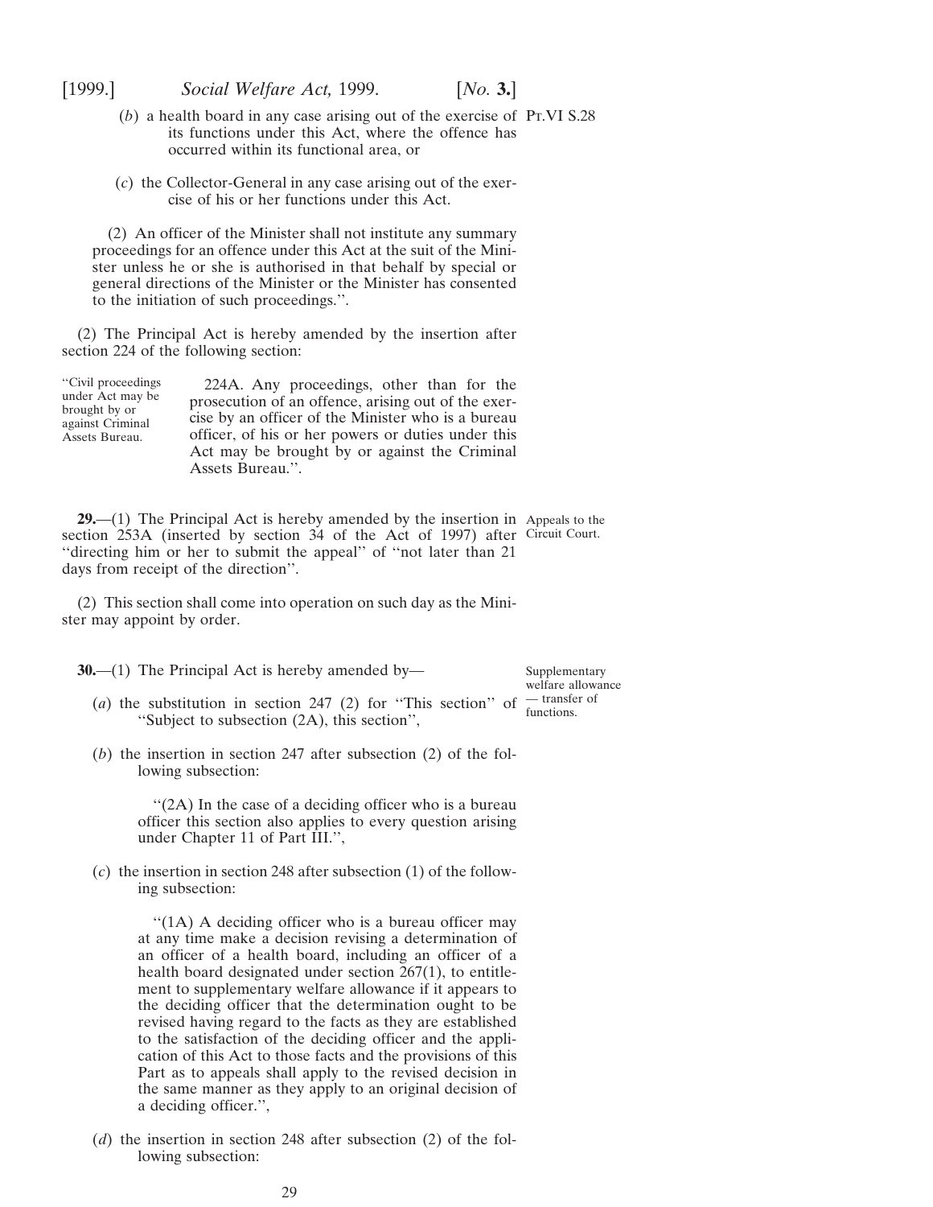(*b*) a health board in any case arising out of the exercise of its functions under this Act, where the offence has occurred within its functional area, or

(*c*) the Collector-General in any case arising out of the exercise of his or her functions under this Act.

(2) An officer of the Minister shall not institute any summary proceedings for an offence under this Act at the suit of the Minister unless he or she is authorised in that behalf by special or general directions of the Minister or the Minister has consented to the initiation of such proceedings.''.

(2) The Principal Act is hereby amended by the insertion after section 224 of the following section:

''Civil proceedings under Act may be brought by or against Criminal Assets Bureau.

224A. Any proceedings, other than for the prosecution of an offence, arising out of the exercise by an officer of the Minister who is a bureau officer, of his or her powers or duties under this Act may be brought by or against the Criminal Assets Bureau.''.

Appeals to the Circuit Court.

**29.**—(1) The Principal Act is hereby amended by the insertion in section 253A (inserted by section 34 of the Act of 1997) after ''directing him or her to submit the appeal'' of ''not later than 21 days from receipt of the direction''.

(2) This section shall come into operation on such day as the Minister may appoint by order.

Supplementary welfare allowance — transfer of functions.

**30.**—(1) The Principal Act is hereby amended by—

(*a*) the substitution in section 247 (2) for ''This section'' of ''Subject to subsection (2A), this section'',

(*b*) the insertion in section 247 after subsection (2) of the following subsection:

> ''(2A) In the case of a deciding officer who is a bureau officer this section also applies to every question arising under Chapter 11 of Part III.'',

(*c*) the insertion in section 248 after subsection (1) of the following subsection:

> ''(1A) A deciding officer who is a bureau officer may at any time make a decision revising a determination of an officer of a health board, including an officer of a health board designated under section 267(1), to entitlement to supplementary welfare allowance if it appears to the deciding officer that the determination ought to be revised having regard to the facts as they are established to the satisfaction of the deciding officer and the application of this Act to those facts and the provisions of this Part as to appeals shall apply to the revised decision in the same manner as they apply to an original decision of a deciding officer.'',

(*d*) the insertion in section 248 after subsection (2) of the following subsection: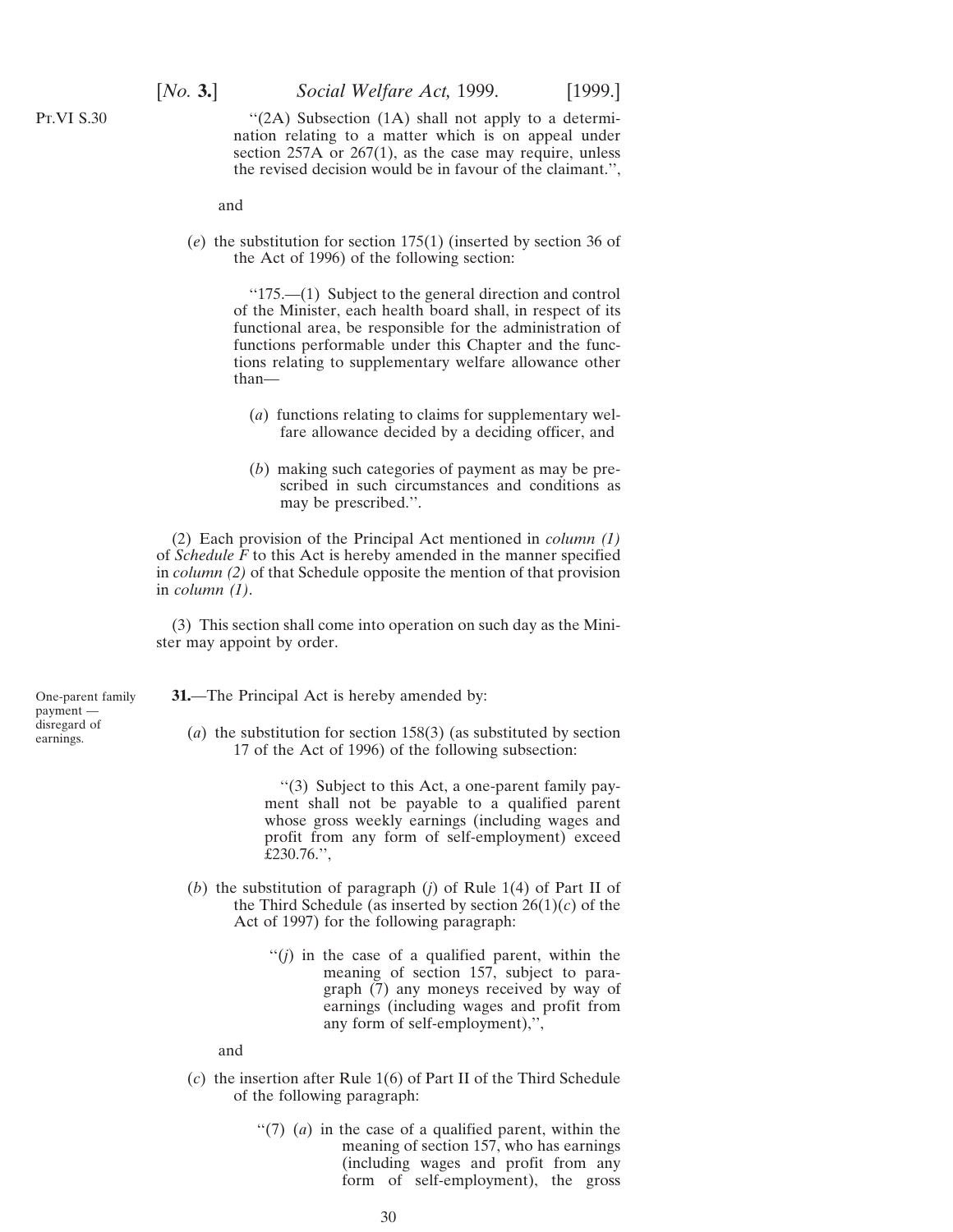Pt.VI S.30

"(2A) Subsection (1A) shall not apply to a determination relating to a matter which is on appeal under section 257A or 267(1), as the case may require, unless the revised decision would be in favour of the claimant.",

and

(*e*) the substitution for section 175(1) (inserted by section 36 of the Act of 1996) of the following section:

"175.—(1) Subject to the general direction and control of the Minister, each health board shall, in respect of its functional area, be responsible for the administration of functions performable under this Chapter and the functions relating to supplementary welfare allowance other than—

(*a*) functions relating to claims for supplementary welfare allowance decided by a deciding officer, and

(*b*) making such categories of payment as may be prescribed in such circumstances and conditions as may be prescribed.".

(2) Each provision of the Principal Act mentioned in *column (1)* of *Schedule F* to this Act is hereby amended in the manner specified in *column (2)* of that Schedule opposite the mention of that provision in *column (1)*.

(3) This section shall come into operation on such day as the Minister may appoint by order.

One-parent family payment — disregard of earnings.

**31.**—The Principal Act is hereby amended by:

(*a*) the substitution for section 158(3) (as substituted by section 17 of the Act of 1996) of the following subsection:

"(3) Subject to this Act, a one-parent family payment shall not be payable to a qualified parent whose gross weekly earnings (including wages and profit from any form of self-employment) exceed £230.76.",

(*b*) the substitution of paragraph (*j*) of Rule 1(4) of Part II of the Third Schedule (as inserted by section 26(1)(*c*) of the Act of 1997) for the following paragraph:

"(*j*) in the case of a qualified parent, within the meaning of section 157, subject to paragraph (7) any moneys received by way of earnings (including wages and profit from any form of self-employment),",

and

(*c*) the insertion after Rule 1(6) of Part II of the Third Schedule of the following paragraph:

"(7) (*a*) in the case of a qualified parent, within the meaning of section 157, who has earnings (including wages and profit from any form of self-employment), the gross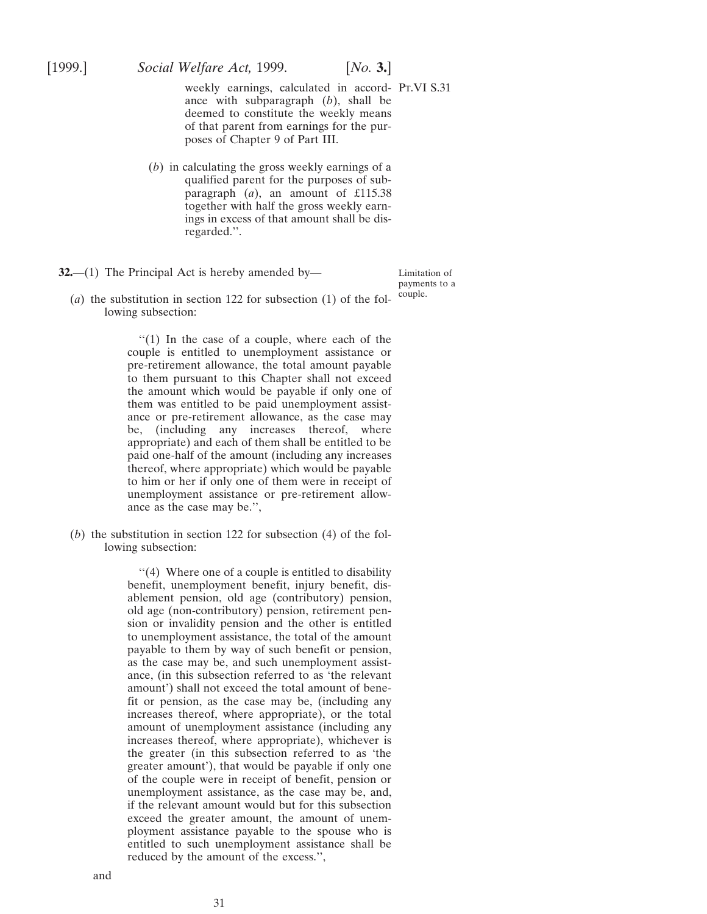weekly earnings, calculated in accordance with subparagraph (*b*), shall be deemed to constitute the weekly means of that parent from earnings for the purposes of Chapter 9 of Part III.

(*b*) in calculating the gross weekly earnings of a qualified parent for the purposes of subparagraph (*a*), an amount of £115.38 together with half the gross weekly earnings in excess of that amount shall be disregarded.''.

Limitation of payments to a couple.

**32.**—(1) The Principal Act is hereby amended by—

(*a*) the substitution in section 122 for subsection (1) of the following subsection:

> ''(1) In the case of a couple, where each of the couple is entitled to unemployment assistance or pre-retirement allowance, the total amount payable to them pursuant to this Chapter shall not exceed the amount which would be payable if only one of them was entitled to be paid unemployment assistance or pre-retirement allowance, as the case may be, (including any increases thereof, where appropriate) and each of them shall be entitled to be paid one-half of the amount (including any increases thereof, where appropriate) which would be payable to him or her if only one of them were in receipt of unemployment assistance or pre-retirement allowance as the case may be.'',

(*b*) the substitution in section 122 for subsection (4) of the following subsection:

> ''(4) Where one of a couple is entitled to disability benefit, unemployment benefit, injury benefit, disablement pension, old age (contributory) pension, old age (non-contributory) pension, retirement pension or invalidity pension and the other is entitled to unemployment assistance, the total of the amount payable to them by way of such benefit or pension, as the case may be, and such unemployment assistance, (in this subsection referred to as 'the relevant amount') shall not exceed the total amount of benefit or pension, as the case may be, (including any increases thereof, where appropriate), or the total amount of unemployment assistance (including any increases thereof, where appropriate), whichever is the greater (in this subsection referred to as 'the greater amount'), that would be payable if only one of the couple were in receipt of benefit, pension or unemployment assistance, as the case may be, and, if the relevant amount would but for this subsection exceed the greater amount, the amount of unemployment assistance payable to the spouse who is entitled to such unemployment assistance shall be reduced by the amount of the excess.'',

and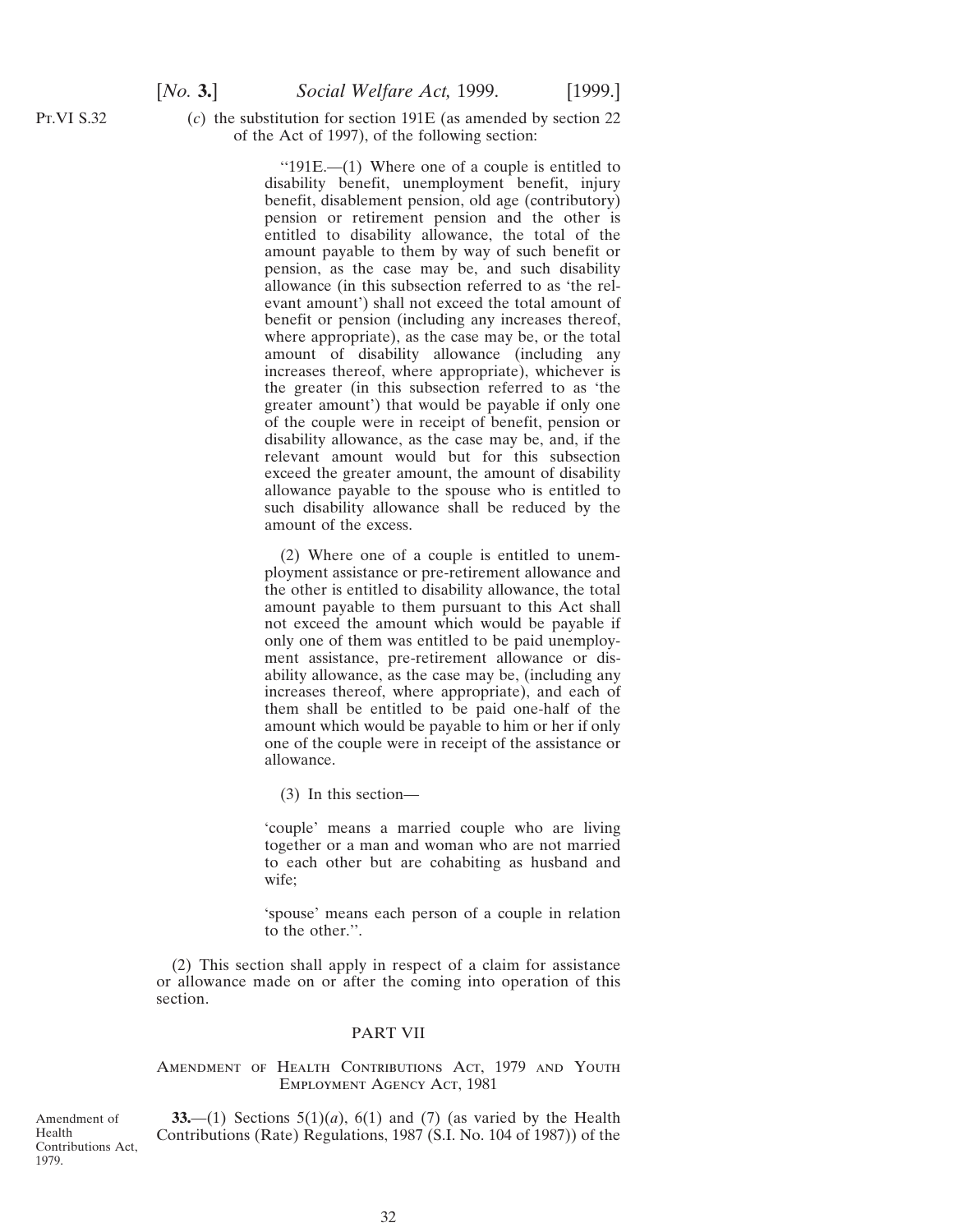Pt.VI S.32

(*c*) the substitution for section 191E (as amended by section 22 of the Act of 1997), of the following section:

> "191E.—(1) Where one of a couple is entitled to disability benefit, unemployment benefit, injury benefit, disablement pension, old age (contributory) pension or retirement pension and the other is entitled to disability allowance, the total of the amount payable to them by way of such benefit or pension, as the case may be, and such disability allowance (in this subsection referred to as 'the relevant amount') shall not exceed the total amount of benefit or pension (including any increases thereof, where appropriate), as the case may be, or the total amount of disability allowance (including any increases thereof, where appropriate), whichever is the greater (in this subsection referred to as 'the greater amount') that would be payable if only one of the couple were in receipt of benefit, pension or disability allowance, as the case may be, and, if the relevant amount would but for this subsection exceed the greater amount, the amount of disability allowance payable to the spouse who is entitled to such disability allowance shall be reduced by the amount of the excess.
>
> (2) Where one of a couple is entitled to unemployment assistance or pre-retirement allowance and the other is entitled to disability allowance, the total amount payable to them pursuant to this Act shall not exceed the amount which would be payable if only one of them was entitled to be paid unemployment assistance, pre-retirement allowance or disability allowance, as the case may be, (including any increases thereof, where appropriate), and each of them shall be entitled to be paid one-half of the amount which would be payable to him or her if only one of the couple were in receipt of the assistance or allowance.
>
> (3) In this section—
>
> 'couple' means a married couple who are living together or a man and woman who are not married to each other but are cohabiting as husband and wife;
>
> 'spouse' means each person of a couple in relation to the other.".

(2) This section shall apply in respect of a claim for assistance or allowance made on or after the coming into operation of this section.

## PART VII

### Amendment of Health Contributions Act, 1979 and Youth Employment Agency Act, 1981

Amendment of Health Contributions Act, 1979.

**33.**—(1) Sections 5(1)(*a*), 6(1) and (7) (as varied by the Health Contributions (Rate) Regulations, 1987 (S.I. No. 104 of 1987)) of the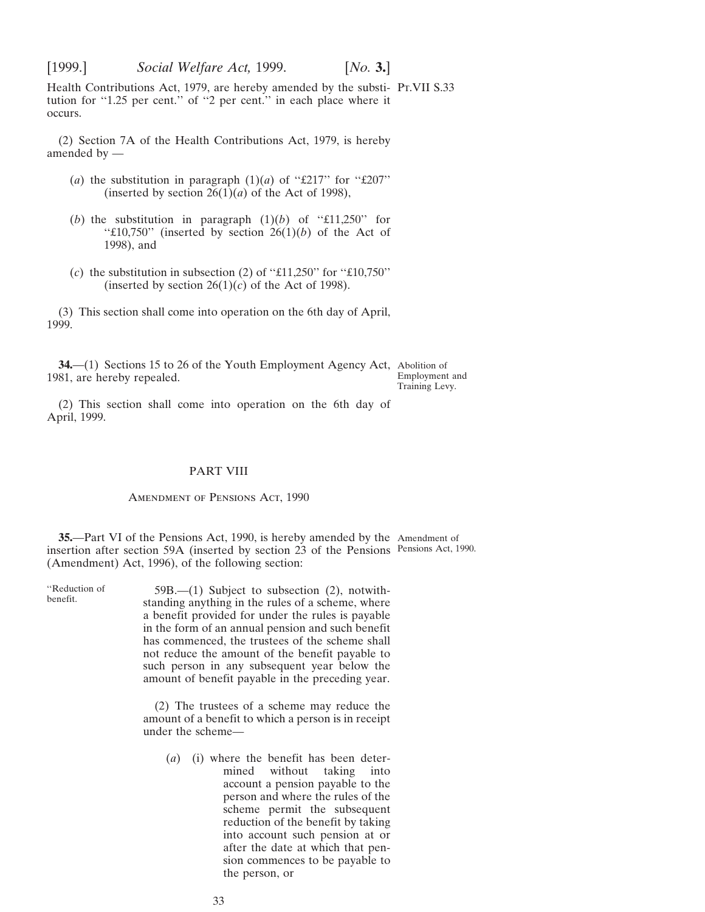Health Contributions Act, 1979, are hereby amended by the substitution for "1.25 per cent." of "2 per cent." in each place where it occurs.

(2) Section 7A of the Health Contributions Act, 1979, is hereby amended by —

(*a*) the substitution in paragraph (1)(*a*) of "£217" for "£207" (inserted by section 26(1)(*a*) of the Act of 1998),

(*b*) the substitution in paragraph (1)(*b*) of "£11,250" for "£10,750" (inserted by section 26(1)(*b*) of the Act of 1998), and

(*c*) the substitution in subsection (2) of "£11,250" for "£10,750" (inserted by section 26(1)(*c*) of the Act of 1998).

(3) This section shall come into operation on the 6th day of April, 1999.

Abolition of Employment and Training Levy.

**34.**—(1) Sections 15 to 26 of the Youth Employment Agency Act, 1981, are hereby repealed.

(2) This section shall come into operation on the 6th day of April, 1999.

## PART VIII

### Amendment of Pensions Act, 1990

Amendment of Pensions Act, 1990.

**35.**—Part VI of the Pensions Act, 1990, is hereby amended by the insertion after section 59A (inserted by section 23 of the Pensions (Amendment) Act, 1996), of the following section:

"Reduction of benefit.

59B.—(1) Subject to subsection (2), notwithstanding anything in the rules of a scheme, where a benefit provided for under the rules is payable in the form of an annual pension and such benefit has commenced, the trustees of the scheme shall not reduce the amount of the benefit payable to such person in any subsequent year below the amount of benefit payable in the preceding year.

(2) The trustees of a scheme may reduce the amount of a benefit to which a person is in receipt under the scheme—

(*a*) (i) where the benefit has been determined without taking into account a pension payable to the person and where the rules of the scheme permit the subsequent reduction of the benefit by taking into account such pension at or after the date at which that pension commences to be payable to the person, or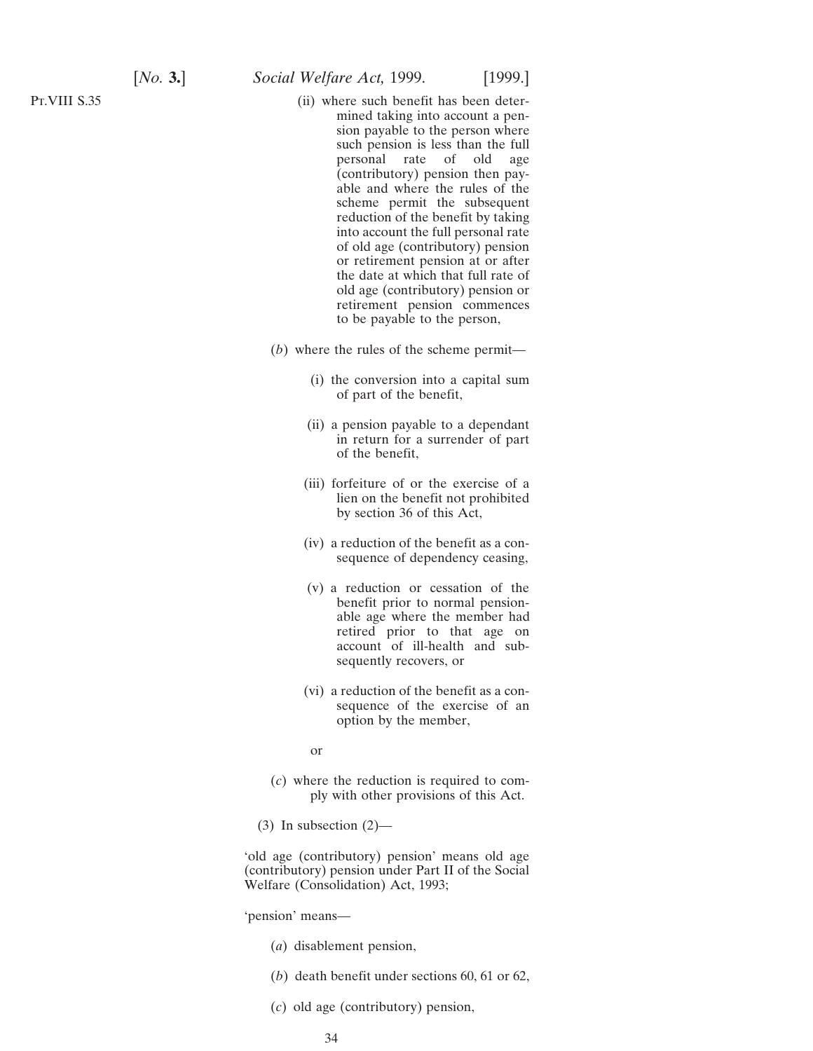(ii) where such benefit has been determined taking into account a pension payable to the person where such pension is less than the full personal rate of old age (contributory) pension then payable and where the rules of the scheme permit the subsequent reduction of the benefit by taking into account the full personal rate of old age (contributory) pension or retirement pension at or after the date at which that full rate of old age (contributory) pension or retirement pension commences to be payable to the person,

(*b*) where the rules of the scheme permit—

(i) the conversion into a capital sum of part of the benefit,

(ii) a pension payable to a dependant in return for a surrender of part of the benefit,

(iii) forfeiture of or the exercise of a lien on the benefit not prohibited by section 36 of this Act,

(iv) a reduction of the benefit as a consequence of dependency ceasing,

(v) a reduction or cessation of the benefit prior to normal pensionable age where the member had retired prior to that age on account of ill-health and subsequently recovers, or

(vi) a reduction of the benefit as a consequence of the exercise of an option by the member,

or

(*c*) where the reduction is required to comply with other provisions of this Act.

(3) In subsection (2)—

'old age (contributory) pension' means old age (contributory) pension under Part II of the Social Welfare (Consolidation) Act, 1993;

'pension' means—

(*a*) disablement pension,

(*b*) death benefit under sections 60, 61 or 62,

(*c*) old age (contributory) pension,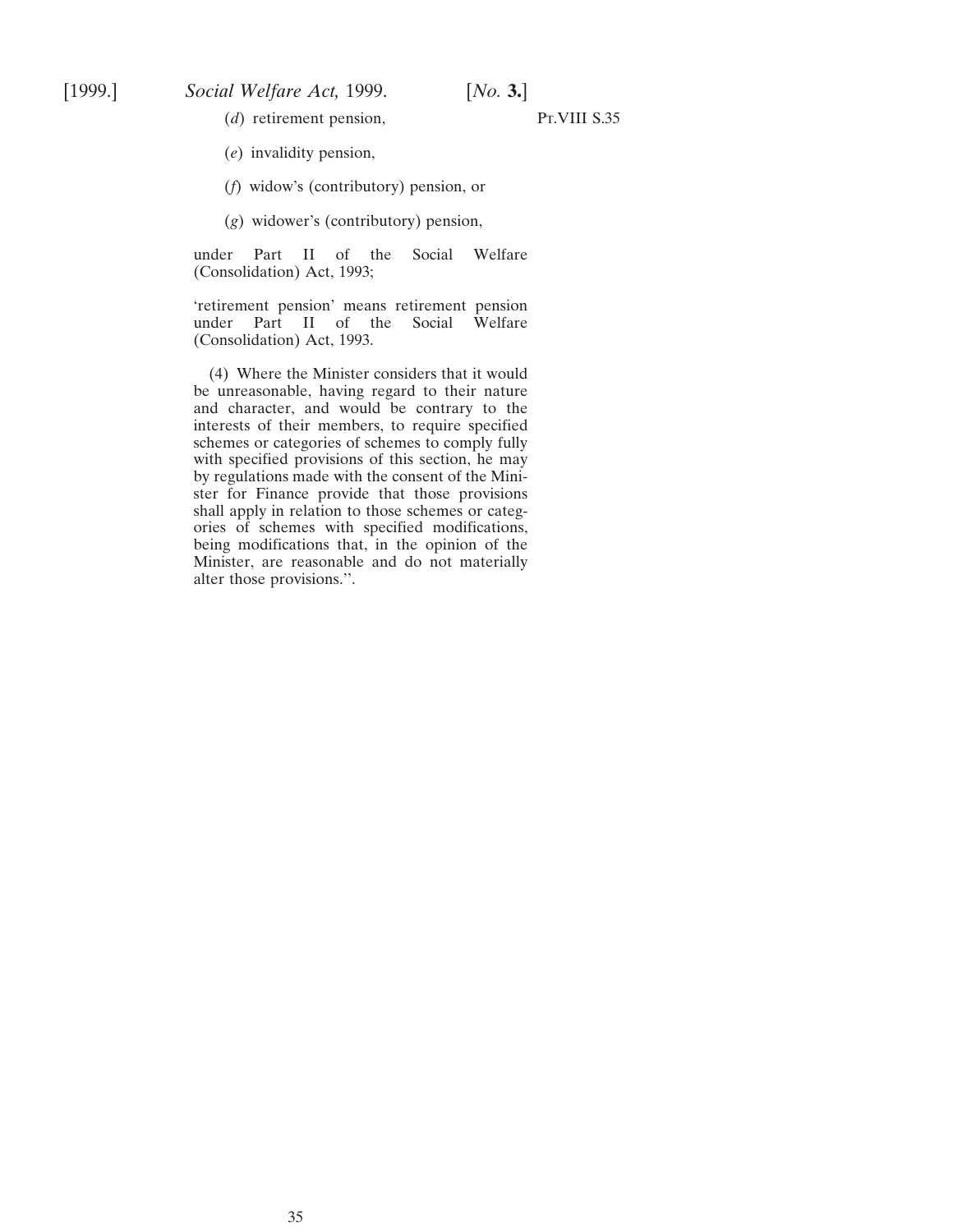(*d*) retirement pension,

(*e*) invalidity pension,

(*f*) widow's (contributory) pension, or

(*g*) widower's (contributory) pension,

under Part II of the Social Welfare (Consolidation) Act, 1993;

'retirement pension' means retirement pension under Part II of the Social Welfare (Consolidation) Act, 1993.

(4) Where the Minister considers that it would be unreasonable, having regard to their nature and character, and would be contrary to the interests of their members, to require specified schemes or categories of schemes to comply fully with specified provisions of this section, he may by regulations made with the consent of the Minister for Finance provide that those provisions shall apply in relation to those schemes or categories of schemes with specified modifications, being modifications that, in the opinion of the Minister, are reasonable and do not materially alter those provisions.''.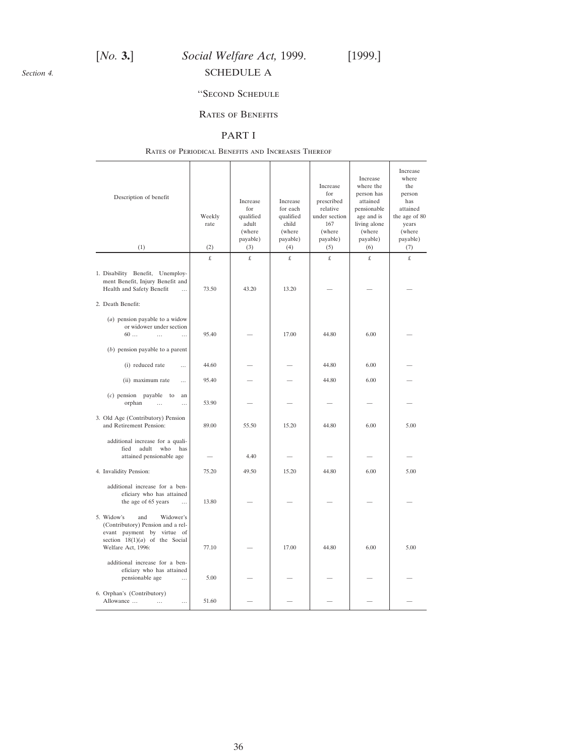Section 4.

SCHEDULE A

"SECOND SCHEDULE

RATES OF BENEFITS

PART I

RATES OF PERIODICAL BENEFITS AND INCREASES THEREOF

| Description of benefit<br><br>(1) | Weekly rate<br><br>(2) | Increase for qualified adult (where payable)<br>(3) | Increase for each qualified child (where payable)<br>(4) | Increase for prescribed relative under section 167 (where payable)<br>(5) | Increase where the person has attained pensionable age and is living alone (where payable)<br>(6) | Increase where the person has attained the age of 80 years (where payable)<br>(7) |
|---|---|---|---|---|---|---|
| | £ | £ | £ | £ | £ | £ |
| 1. Disability Benefit, Unemployment Benefit, Injury Benefit and Health and Safety Benefit ... | 73.50 | 43.20 | 13.20 | — | — | — |
| 2. Death Benefit: | | | | | | |
| (*a*) pension payable to a widow or widower under section 60 ... ... ... | 95.40 | — | 17.00 | 44.80 | 6.00 | — |
| (*b*) pension payable to a parent | | | | | | |
| (i) reduced rate ... | 44.60 | — | — | 44.80 | 6.00 | — |
| (ii) maximum rate ... | 95.40 | — | — | 44.80 | 6.00 | — |
| (*c*) pension payable to an orphan ... ... | 53.90 | — | — | — | — | — |
| 3. Old Age (Contributory) Pension and Retirement Pension: | 89.00 | 55.50 | 15.20 | 44.80 | 6.00 | 5.00 |
| additional increase for a qualified adult who has attained pensionable age | — | 4.40 | — | — | — | — |
| 4. Invalidity Pension: | 75.20 | 49.50 | 15.20 | 44.80 | 6.00 | 5.00 |
| additional increase for a beneficiary who has attained the age of 65 years ... | 13.80 | — | — | — | — | — |
| 5. Widow's and Widower's (Contributory) Pension and a relevant payment by virtue of section 18(1)(*a*) of the Social Welfare Act, 1996: | 77.10 | — | 17.00 | 44.80 | 6.00 | 5.00 |
| additional increase for a beneficiary who has attained pensionable age ... | 5.00 | — | — | — | — | — |
| 6. Orphan's (Contributory) Allowance ... ... ... | 51.60 | — | — | — | — | — |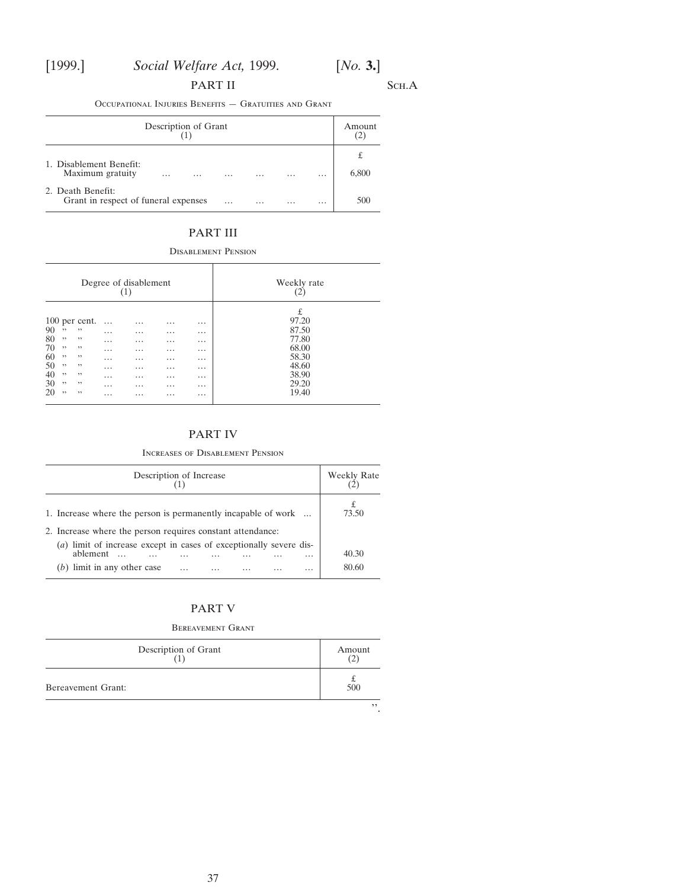## PART II

Sch.A

Occupational Injuries Benefits — Gratuities and Grant

| Description of Grant (1) | Amount (2) |
|---|---|
| | £ |
| 1. Disablement Benefit: Maximum gratuity … … … … … … | 6,800 |
| 2. Death Benefit: Grant in respect of funeral expenses … … … … | 500 |

## PART III

Disablement Pension

| Degree of disablement (1) | Weekly rate (2) |
|---|---|
| | £ |
| 100 per cent. … … … … | 97.20 |
| 90 ” ” … … … … | 87.50 |
| 80 ” ” … … … … | 77.80 |
| 70 ” ” … … … … | 68.00 |
| 60 ” ” … … … … | 58.30 |
| 50 ” ” … … … … | 48.60 |
| 40 ” ” … … … … | 38.90 |
| 30 ” ” … … … … | 29.20 |
| 20 ” ” … … … … | 19.40 |

## PART IV

Increases of Disablement Pension

| Description of Increase (1) | Weekly Rate (2) |
|---|---|
| | £ |
| 1. Increase where the person is permanently incapable of work … | 73.50 |
| 2. Increase where the person requires constant attendance: | |
| (*a*) limit of increase except in cases of exceptionally severe disablement … … … … … … … | 40.30 |
| (*b*) limit in any other case … … … … … | 80.60 |

## PART V

Bereavement Grant

| Description of Grant (1) | Amount (2) |
|---|---|
| | £ |
| Bereavement Grant: | 500 |

”.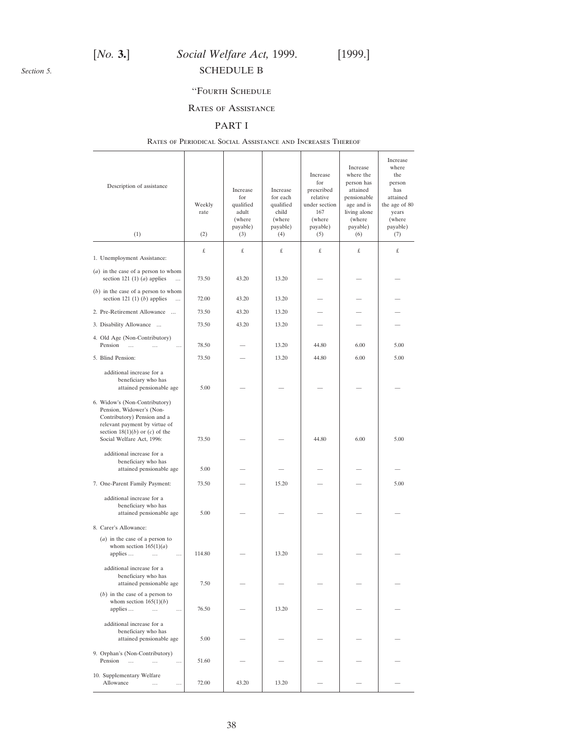Section 5.

## SCHEDULE B

### "Fourth Schedule

### Rates of Assistance

### PART I

Rates of Periodical Social Assistance and Increases Thereof

| Description of assistance (1) | Weekly rate (2) | Increase for qualified adult (where payable) (3) | Increase for each qualified child (where payable) (4) | Increase for prescribed relative under section 167 (where payable) (5) | Increase where the person has attained pensionable age and is living alone (where payable) (6) | Increase where the person has attained the age of 80 years (where payable) (7) |
|---|---|---|---|---|---|---|
| | £ | £ | £ | £ | £ | £ |
| 1. Unemployment Assistance: | | | | | | |
| (*a*) in the case of a person to whom section 121 (1) (*a*) applies ... | 73.50 | 43.20 | 13.20 | — | — | — |
| (*b*) in the case of a person to whom section 121 (1) (*b*) applies ... | 72.00 | 43.20 | 13.20 | — | — | — |
| 2. Pre-Retirement Allowance ... | 73.50 | 43.20 | 13.20 | — | — | — |
| 3. Disability Allowance ... | 73.50 | 43.20 | 13.20 | — | — | — |
| 4. Old Age (Non-Contributory) Pension ... ... ... | 78.50 | — | 13.20 | 44.80 | 6.00 | 5.00 |
| 5. Blind Pension: | 73.50 | — | 13.20 | 44.80 | 6.00 | 5.00 |
| additional increase for a beneficiary who has attained pensionable age | 5.00 | — | — | — | — | — |
| 6. Widow's (Non-Contributory) Pension, Widower's (Non-Contributory) Pension and a relevant payment by virtue of section 18(1)(*b*) or (*c*) of the Social Welfare Act, 1996: | 73.50 | — | — | 44.80 | 6.00 | 5.00 |
| additional increase for a beneficiary who has attained pensionable age | 5.00 | — | — | — | — | — |
| 7. One-Parent Family Payment: | 73.50 | — | 15.20 | — | — | 5.00 |
| additional increase for a beneficiary who has attained pensionable age | 5.00 | — | — | — | — | — |
| 8. Carer's Allowance: | | | | | | |
| (*a*) in the case of a person to whom section 165(1)(*a*) applies ... ... ... | 114.80 | — | 13.20 | — | — | — |
| additional increase for a beneficiary who has attained pensionable age | 7.50 | — | — | — | — | — |
| (*b*) in the case of a person to whom section 165(1)(*b*) applies ... ... ... | 76.50 | — | 13.20 | — | — | — |
| additional increase for a beneficiary who has attained pensionable age | 5.00 | — | — | — | — | — |
| 9. Orphan's (Non-Contributory) Pension ... ... ... | 51.60 | — | — | — | — | — |
| 10. Supplementary Welfare Allowance ... ... | 72.00 | 43.20 | 13.20 | — | — | — |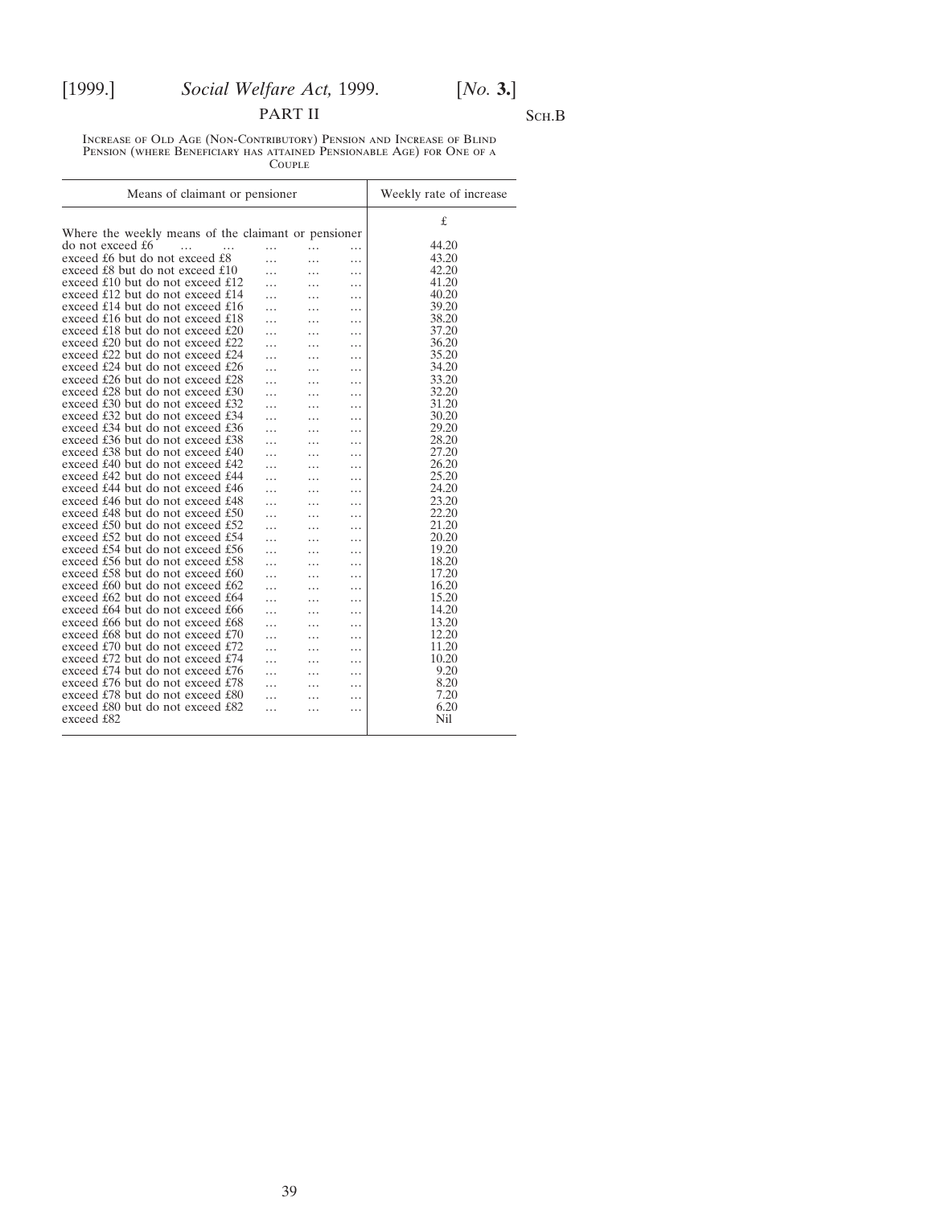PART II

SCH.B

INCREASE OF OLD AGE (NON-CONTRIBUTORY) PENSION AND INCREASE OF BLIND PENSION (WHERE BENEFICIARY HAS ATTAINED PENSIONABLE AGE) FOR ONE OF A COUPLE

| Means of claimant or pensioner | Weekly rate of increase |
|---|---|
| | £ |
| Where the weekly means of the claimant or pensioner | |
| do not exceed £6 ... ... ... ... ... | 44.20 |
| exceed £6 but do not exceed £8 ... ... ... | 43.20 |
| exceed £8 but do not exceed £10 ... ... ... | 42.20 |
| exceed £10 but do not exceed £12 ... ... ... | 41.20 |
| exceed £12 but do not exceed £14 ... ... ... | 40.20 |
| exceed £14 but do not exceed £16 ... ... ... | 39.20 |
| exceed £16 but do not exceed £18 ... ... ... | 38.20 |
| exceed £18 but do not exceed £20 ... ... ... | 37.20 |
| exceed £20 but do not exceed £22 ... ... ... | 36.20 |
| exceed £22 but do not exceed £24 ... ... ... | 35.20 |
| exceed £24 but do not exceed £26 ... ... ... | 34.20 |
| exceed £26 but do not exceed £28 ... ... ... | 33.20 |
| exceed £28 but do not exceed £30 ... ... ... | 32.20 |
| exceed £30 but do not exceed £32 ... ... ... | 31.20 |
| exceed £32 but do not exceed £34 ... ... ... | 30.20 |
| exceed £34 but do not exceed £36 ... ... ... | 29.20 |
| exceed £36 but do not exceed £38 ... ... ... | 28.20 |
| exceed £38 but do not exceed £40 ... ... ... | 27.20 |
| exceed £40 but do not exceed £42 ... ... ... | 26.20 |
| exceed £42 but do not exceed £44 ... ... ... | 25.20 |
| exceed £44 but do not exceed £46 ... ... ... | 24.20 |
| exceed £46 but do not exceed £48 ... ... ... | 23.20 |
| exceed £48 but do not exceed £50 ... ... ... | 22.20 |
| exceed £50 but do not exceed £52 ... ... ... | 21.20 |
| exceed £52 but do not exceed £54 ... ... ... | 20.20 |
| exceed £54 but do not exceed £56 ... ... ... | 19.20 |
| exceed £56 but do not exceed £58 ... ... ... | 18.20 |
| exceed £58 but do not exceed £60 ... ... ... | 17.20 |
| exceed £60 but do not exceed £62 ... ... ... | 16.20 |
| exceed £62 but do not exceed £64 ... ... ... | 15.20 |
| exceed £64 but do not exceed £66 ... ... ... | 14.20 |
| exceed £66 but do not exceed £68 ... ... ... | 13.20 |
| exceed £68 but do not exceed £70 ... ... ... | 12.20 |
| exceed £70 but do not exceed £72 ... ... ... | 11.20 |
| exceed £72 but do not exceed £74 ... ... ... | 10.20 |
| exceed £74 but do not exceed £76 ... ... ... | 9.20 |
| exceed £76 but do not exceed £78 ... ... ... | 8.20 |
| exceed £78 but do not exceed £80 ... ... ... | 7.20 |
| exceed £80 but do not exceed £82 ... ... ... | 6.20 |
| exceed £82 | Nil |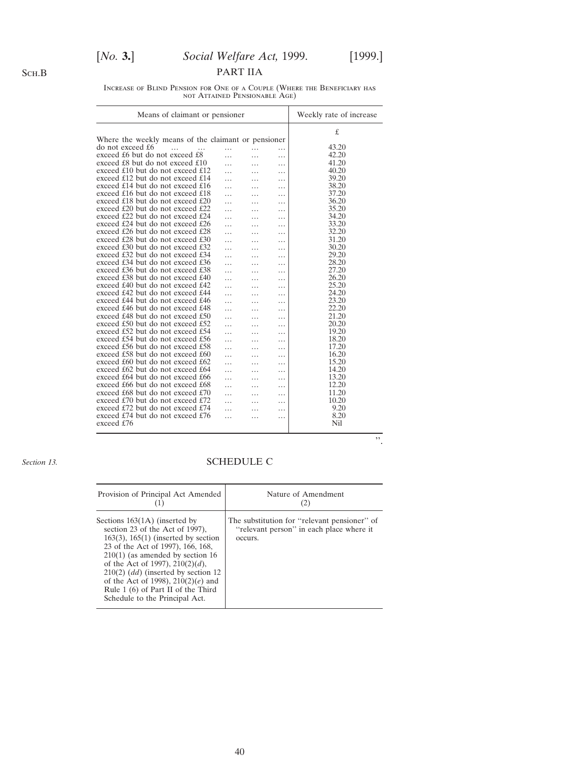Sch.B

## PART IIA

Increase of Blind Pension for One of a Couple (Where the Beneficiary has not Attained Pensionable Age)

| Means of claimant or pensioner | Weekly rate of increase |
|---|---|
| | £ |
| Where the weekly means of the claimant or pensioner do not exceed £6 ... ... ... ... ... | 43.20 |
| exceed £6 but do not exceed £8 ... ... ... | 42.20 |
| exceed £8 but do not exceed £10 ... ... ... | 41.20 |
| exceed £10 but do not exceed £12 ... ... ... | 40.20 |
| exceed £12 but do not exceed £14 ... ... ... | 39.20 |
| exceed £14 but do not exceed £16 ... ... ... | 38.20 |
| exceed £16 but do not exceed £18 ... ... ... | 37.20 |
| exceed £18 but do not exceed £20 ... ... ... | 36.20 |
| exceed £20 but do not exceed £22 ... ... ... | 35.20 |
| exceed £22 but do not exceed £24 ... ... ... | 34.20 |
| exceed £24 but do not exceed £26 ... ... ... | 33.20 |
| exceed £26 but do not exceed £28 ... ... ... | 32.20 |
| exceed £28 but do not exceed £30 ... ... ... | 31.20 |
| exceed £30 but do not exceed £32 ... ... ... | 30.20 |
| exceed £32 but do not exceed £34 ... ... ... | 29.20 |
| exceed £34 but do not exceed £36 ... ... ... | 28.20 |
| exceed £36 but do not exceed £38 ... ... ... | 27.20 |
| exceed £38 but do not exceed £40 ... ... ... | 26.20 |
| exceed £40 but do not exceed £42 ... ... ... | 25.20 |
| exceed £42 but do not exceed £44 ... ... ... | 24.20 |
| exceed £44 but do not exceed £46 ... ... ... | 23.20 |
| exceed £46 but do not exceed £48 ... ... ... | 22.20 |
| exceed £48 but do not exceed £50 ... ... ... | 21.20 |
| exceed £50 but do not exceed £52 ... ... ... | 20.20 |
| exceed £52 but do not exceed £54 ... ... ... | 19.20 |
| exceed £54 but do not exceed £56 ... ... ... | 18.20 |
| exceed £56 but do not exceed £58 ... ... ... | 17.20 |
| exceed £58 but do not exceed £60 ... ... ... | 16.20 |
| exceed £60 but do not exceed £62 ... ... ... | 15.20 |
| exceed £62 but do not exceed £64 ... ... ... | 14.20 |
| exceed £64 but do not exceed £66 ... ... ... | 13.20 |
| exceed £66 but do not exceed £68 ... ... ... | 12.20 |
| exceed £68 but do not exceed £70 ... ... ... | 11.20 |
| exceed £70 but do not exceed £72 ... ... ... | 10.20 |
| exceed £72 but do not exceed £74 ... ... ... | 9.20 |
| exceed £74 but do not exceed £76 ... ... ... | 8.20 |
| exceed £76 | Nil |

".

*Section 13.*

## SCHEDULE C

| Provision of Principal Act Amended (1) | Nature of Amendment (2) |
|---|---|
| Sections 163(1A) (inserted by section 23 of the Act of 1997), 163(3), 165(1) (inserted by section 23 of the Act of 1997), 166, 168, 210(1) (as amended by section 16 of the Act of 1997), 210(2)(*d*), 210(2) (*dd*) (inserted by section 12 of the Act of 1998), 210(2)(*e*) and Rule 1 (6) of Part II of the Third Schedule to the Principal Act. | The substitution for "relevant pensioner" of "relevant person" in each place where it occurs. |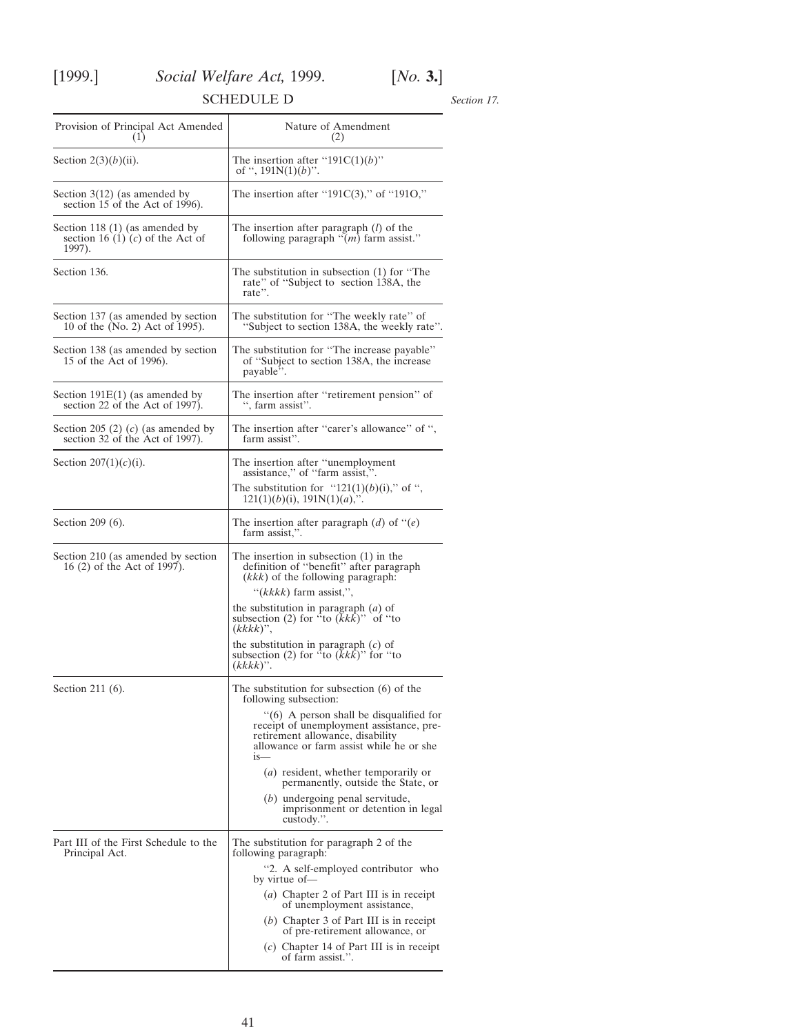## SCHEDULE D

*Section 17.*

| Provision of Principal Act Amended (1) | Nature of Amendment (2) |
|---|---|
| Section 2(3)(*b*)(ii). | The insertion after "191C(1)(*b*)" of ", 191N(1)(*b*)". |
| Section 3(12) (as amended by section 15 of the Act of 1996). | The insertion after "191C(3)," of "191O," |
| Section 118 (1) (as amended by section 16 (1) (*c*) of the Act of 1997). | The insertion after paragraph (*l*) of the following paragraph "(*m*) farm assist." |
| Section 136. | The substitution in subsection (1) for "The rate" of "Subject to section 138A, the rate". |
| Section 137 (as amended by section 10 of the (No. 2) Act of 1995). | The substitution for "The weekly rate" of "Subject to section 138A, the weekly rate". |
| Section 138 (as amended by section 15 of the Act of 1996). | The substitution for "The increase payable" of "Subject to section 138A, the increase payable". |
| Section 191E(1) (as amended by section 22 of the Act of 1997). | The insertion after "retirement pension" of ", farm assist". |
| Section 205 (2) (*c*) (as amended by section 32 of the Act of 1997). | The insertion after "carer's allowance" of ", farm assist". |
| Section 207(1)(*c*)(i). | The insertion after "unemployment assistance," of "farm assist,". The substitution for "121(1)(*b*)(i)," of ", 121(1)(*b*)(i), 191N(1)(*a*),". |
| Section 209 (6). | The insertion after paragraph (*d*) of "(*e*) farm assist,". |
| Section 210 (as amended by section 16 (2) of the Act of 1997). | The insertion in subsection (1) in the definition of "benefit" after paragraph (*kkk*) of the following paragraph: "(*kkkk*) farm assist,", the substitution in paragraph (*a*) of subsection (2) for "to (*kkk*)" of "to (*kkkk*)", the substitution in paragraph (*c*) of subsection (2) for "to (*kkk*)" for "to (*kkkk*)". |
| Section 211 (6). | The substitution for subsection (6) of the following subsection: "(6) A person shall be disqualified for receipt of unemployment assistance, pre-retirement allowance, disability allowance or farm assist while he or she is— (*a*) resident, whether temporarily or permanently, outside the State, or (*b*) undergoing penal servitude, imprisonment or detention in legal custody.". |
| Part III of the First Schedule to the Principal Act. | The substitution for paragraph 2 of the following paragraph: "2. A self-employed contributor who by virtue of— (*a*) Chapter 2 of Part III is in receipt of unemployment assistance, (*b*) Chapter 3 of Part III is in receipt of pre-retirement allowance, or (*c*) Chapter 14 of Part III is in receipt of farm assist.". |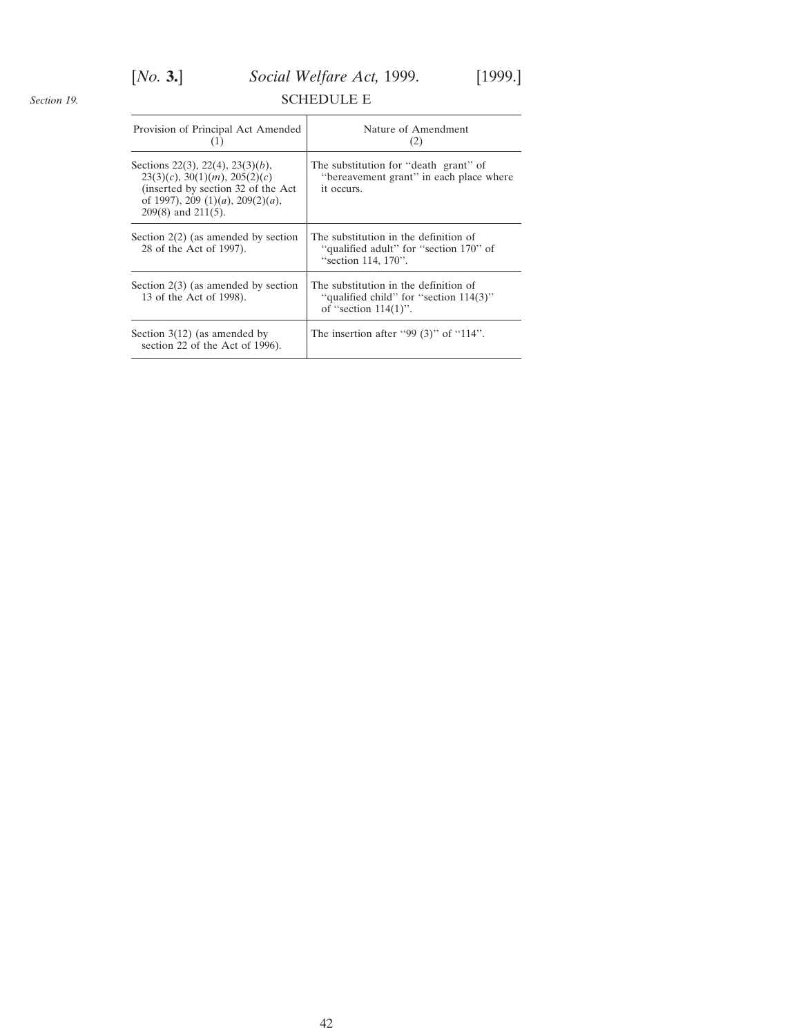*Section 19.*

## SCHEDULE E

| Provision of Principal Act Amended (1) | Nature of Amendment (2) |
|---|---|
| Sections 22(3), 22(4), 23(3)(*b*), 23(3)(*c*), 30(1)(*m*), 205(2)(*c*) (inserted by section 32 of the Act of 1997), 209 (1)(*a*), 209(2)(*a*), 209(8) and 211(5). | The substitution for "death grant" of "bereavement grant" in each place where it occurs. |
| Section 2(2) (as amended by section 28 of the Act of 1997). | The substitution in the definition of "qualified adult" for "section 170" of "section 114, 170". |
| Section 2(3) (as amended by section 13 of the Act of 1998). | The substitution in the definition of "qualified child" for "section 114(3)" of "section 114(1)". |
| Section 3(12) (as amended by section 22 of the Act of 1996). | The insertion after "99 (3)" of "114". |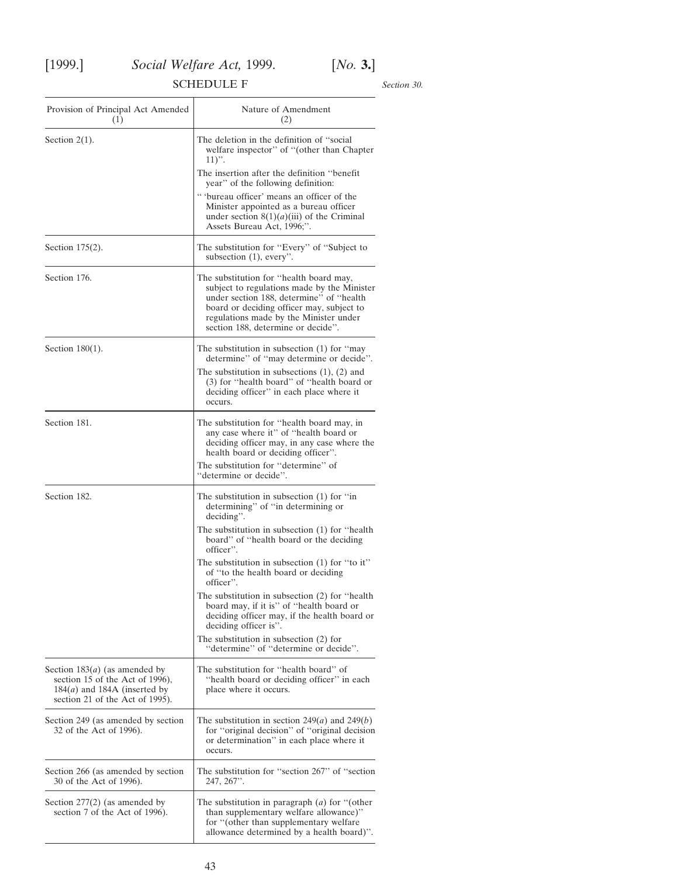## SCHEDULE F

*Section 30.*

| Provision of Principal Act Amended (1) | Nature of Amendment (2) |
|---|---|
| Section 2(1). | The deletion in the definition of ''social welfare inspector'' of ''(other than Chapter 11)''. The insertion after the definition ''benefit year'' of the following definition: '' 'bureau officer' means an officer of the Minister appointed as a bureau officer under section 8(1)(*a*)(iii) of the Criminal Assets Bureau Act, 1996;''. |
| Section 175(2). | The substitution for ''Every'' of ''Subject to subsection (1), every''. |
| Section 176. | The substitution for ''health board may, subject to regulations made by the Minister under section 188, determine'' of ''health board or deciding officer may, subject to regulations made by the Minister under section 188, determine or decide''. |
| Section 180(1). | The substitution in subsection (1) for ''may determine'' of ''may determine or decide''. The substitution in subsections (1), (2) and (3) for ''health board'' of ''health board or deciding officer'' in each place where it occurs. |
| Section 181. | The substitution for ''health board may, in any case where it'' of ''health board or deciding officer may, in any case where the health board or deciding officer''. The substitution for ''determine'' of ''determine or decide''. |
| Section 182. | The substitution in subsection (1) for ''in determining'' of ''in determining or deciding''. The substitution in subsection (1) for ''health board'' of ''health board or the deciding officer''. The substitution in subsection (1) for ''to it'' of ''to the health board or deciding officer''. The substitution in subsection (2) for ''health board may, if it is'' of ''health board or deciding officer may, if the health board or deciding officer is''. The substitution in subsection (2) for ''determine'' of ''determine or decide''. |
| Section 183(*a*) (as amended by section 15 of the Act of 1996), 184(*a*) and 184A (inserted by section 21 of the Act of 1995). | The substitution for ''health board'' of ''health board or deciding officer'' in each place where it occurs. |
| Section 249 (as amended by section 32 of the Act of 1996). | The substitution in section 249(*a*) and 249(*b*) for ''original decision'' of ''original decision or determination'' in each place where it occurs. |
| Section 266 (as amended by section 30 of the Act of 1996). | The substitution for ''section 267'' of ''section 247, 267''. |
| Section 277(2) (as amended by section 7 of the Act of 1996). | The substitution in paragraph (*a*) for ''(other than supplementary welfare allowance)'' for ''(other than supplementary welfare allowance determined by a health board)''. |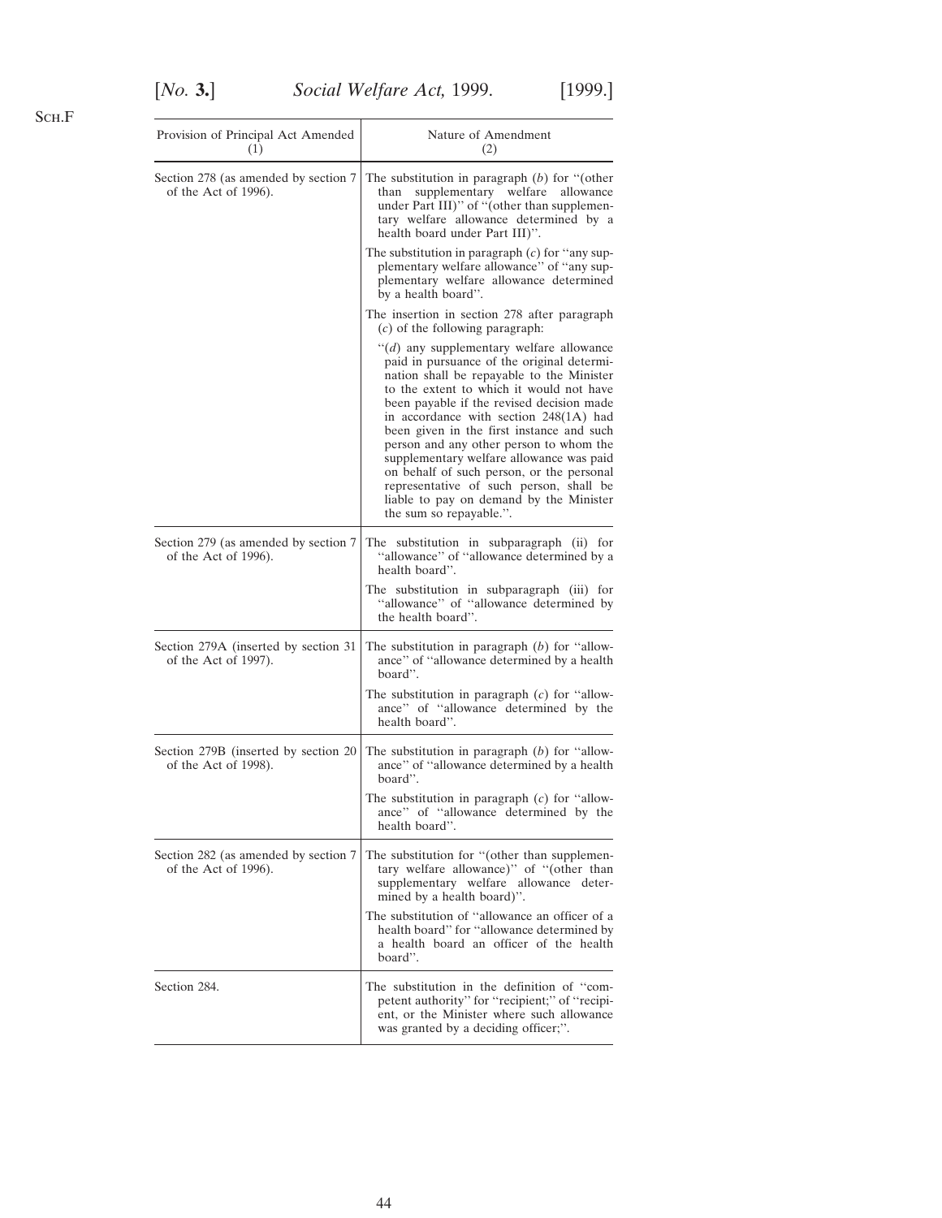Sch.F

| Provision of Principal Act Amended (1) | Nature of Amendment (2) |
|---|---|
| Section 278 (as amended by section 7 of the Act of 1996). | The substitution in paragraph (*b*) for "(other than supplementary welfare allowance under Part III)" of "(other than supplementary welfare allowance determined by a health board under Part III)". |
| | The substitution in paragraph (*c*) for "any supplementary welfare allowance" of "any supplementary welfare allowance determined by a health board". |
| | The insertion in section 278 after paragraph (*c*) of the following paragraph: |
| | "(*d*) any supplementary welfare allowance paid in pursuance of the original determination shall be repayable to the Minister to the extent to which it would not have been payable if the revised decision made in accordance with section 248(1A) had been given in the first instance and such person and any other person to whom the supplementary welfare allowance was paid on behalf of such person, or the personal representative of such person, shall be liable to pay on demand by the Minister the sum so repayable.". |
| Section 279 (as amended by section 7 of the Act of 1996). | The substitution in subparagraph (ii) for "allowance" of "allowance determined by a health board". |
| | The substitution in subparagraph (iii) for "allowance" of "allowance determined by the health board". |
| Section 279A (inserted by section 31 of the Act of 1997). | The substitution in paragraph (*b*) for "allowance" of "allowance determined by a health board". |
| | The substitution in paragraph (*c*) for "allowance" of "allowance determined by the health board". |
| Section 279B (inserted by section 20 of the Act of 1998). | The substitution in paragraph (*b*) for "allowance" of "allowance determined by a health board". |
| | The substitution in paragraph (*c*) for "allowance" of "allowance determined by the health board". |
| Section 282 (as amended by section 7 of the Act of 1996). | The substitution for "(other than supplementary welfare allowance)" of "(other than supplementary welfare allowance determined by a health board)". |
| | The substitution of "allowance an officer of a health board" for "allowance determined by a health board an officer of the health board". |
| Section 284. | The substitution in the definition of "competent authority" for "recipient;" of "recipient, or the Minister where such allowance was granted by a deciding officer;". |